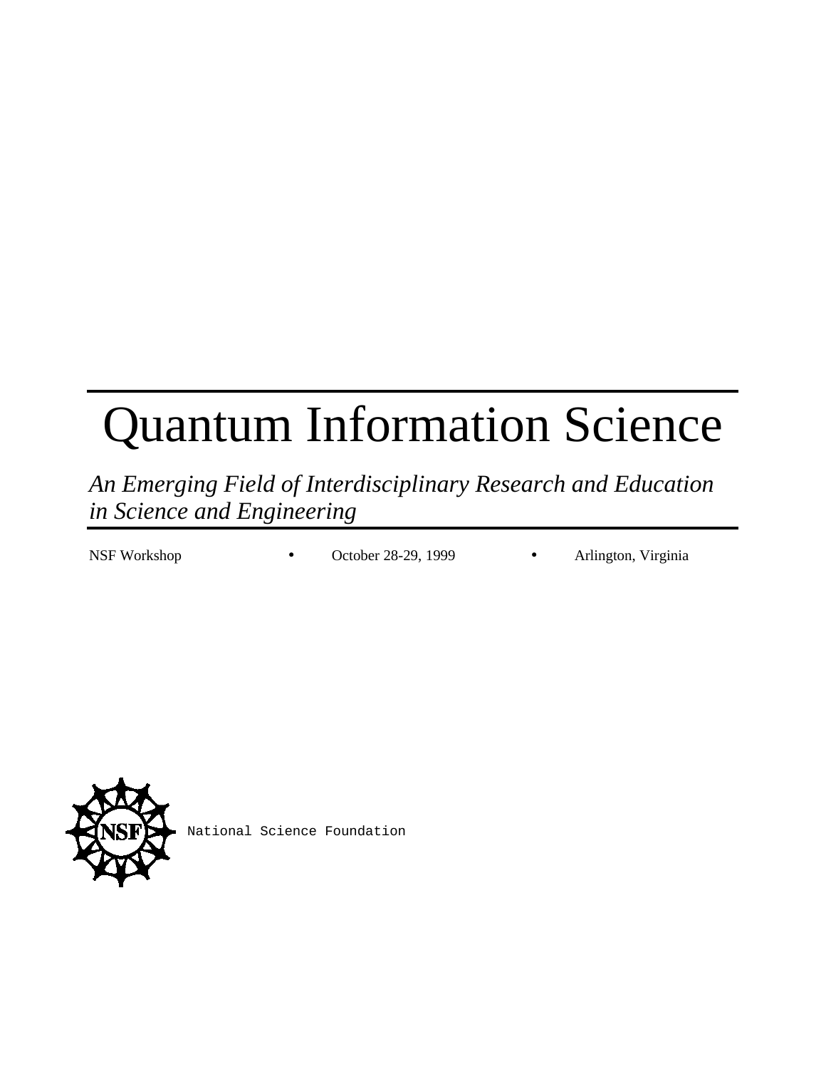# Quantum Information Science

*An Emerging Field of Interdisciplinary Research and Education in Science and Engineering*

NSF Workshop • October 28-29, 1999 • Arlington, Virginia

National Science Foundation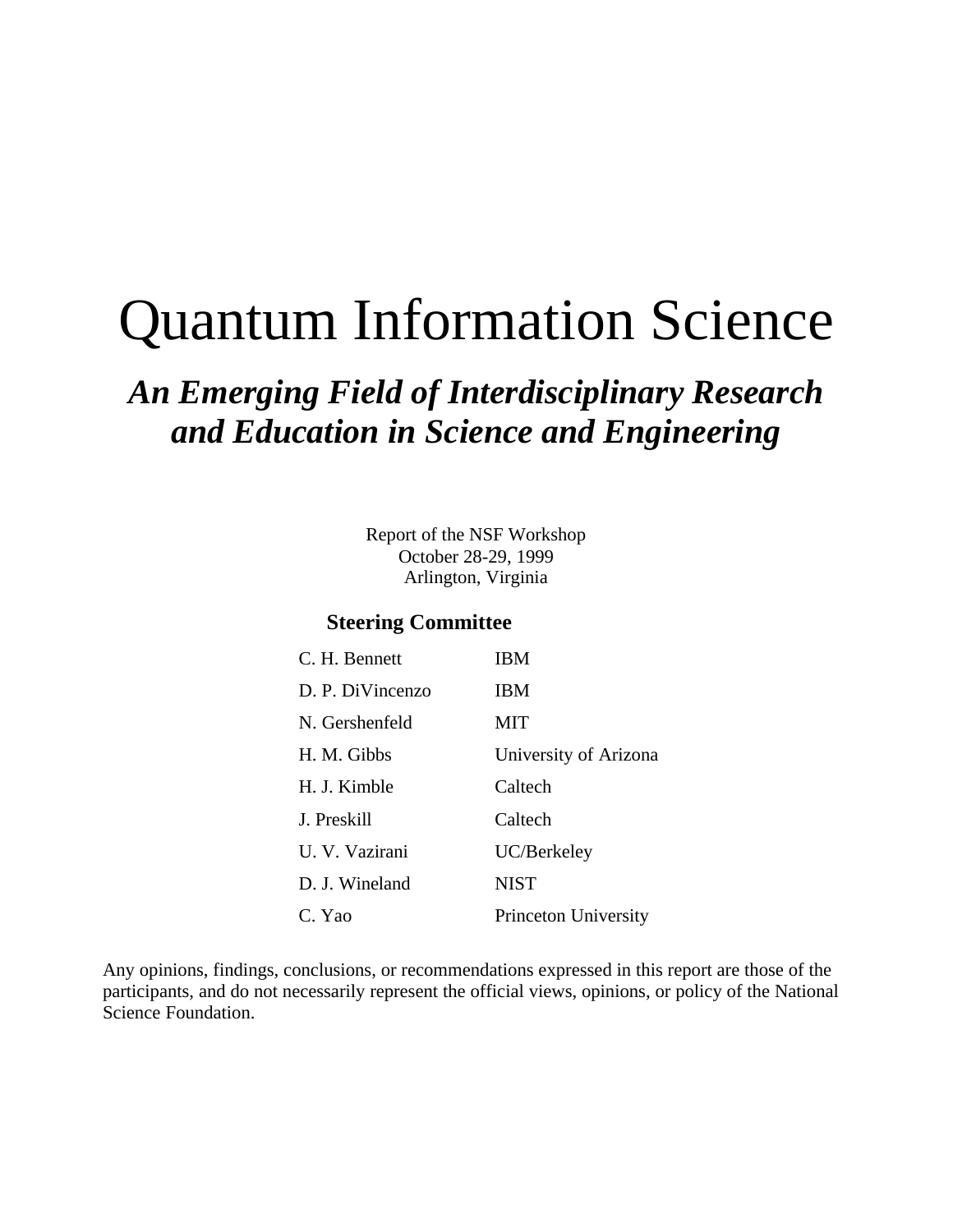# Quantum Information Science

## *An Emerging Field of Interdisciplinary Research and Education in Science and Engineering*

Report of the NSF Workshop
October 28-29, 1999
Arlington, Virginia

**Steering Committee**

| | |
|---|---|
| C. H. Bennett | IBM |
| D. P. DiVincenzo | IBM |
| N. Gershenfeld | MIT |
| H. M. Gibbs | University of Arizona |
| H. J. Kimble | Caltech |
| J. Preskill | Caltech |
| U. V. Vazirani | UC/Berkeley |
| D. J. Wineland | NIST |
| C. Yao | Princeton University |

Any opinions, findings, conclusions, or recommendations expressed in this report are those of the participants, and do not necessarily represent the official views, opinions, or policy of the National Science Foundation.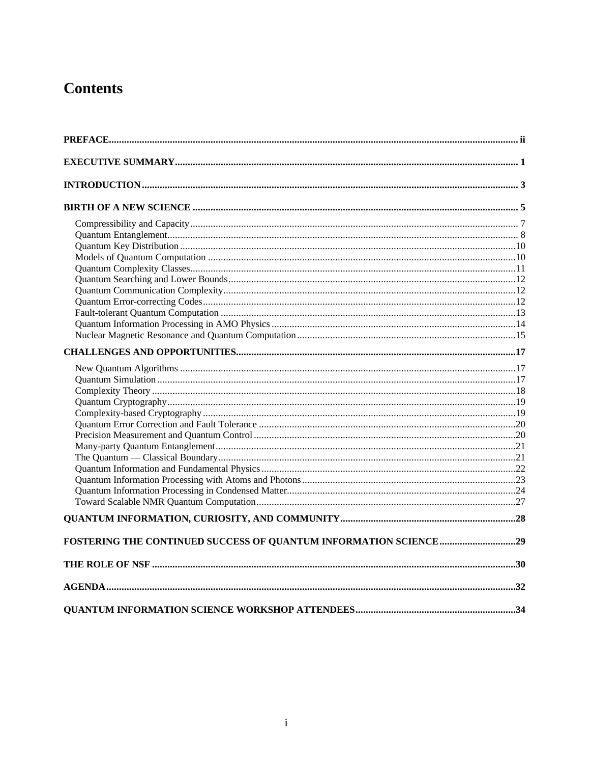# Contents

**PREFACE** ii

**EXECUTIVE SUMMARY** 1

**INTRODUCTION** 3

**BIRTH OF A NEW SCIENCE** 5

- Compressibility and Capacity 7
- Quantum Entanglement 8
- Quantum Key Distribution 10
- Models of Quantum Computation 10
- Quantum Complexity Classes 11
- Quantum Searching and Lower Bounds 12
- Quantum Communication Complexity 12
- Quantum Error-correcting Codes 12
- Fault-tolerant Quantum Computation 13
- Quantum Information Processing in AMO Physics 14
- Nuclear Magnetic Resonance and Quantum Computation 15

**CHALLENGES AND OPPORTUNITIES** 17

- New Quantum Algorithms 17
- Quantum Simulation 17
- Complexity Theory 18
- Quantum Cryptography 19
- Complexity-based Cryptography 19
- Quantum Error Correction and Fault Tolerance 20
- Precision Measurement and Quantum Control 20
- Many-party Quantum Entanglement 21
- The Quantum — Classical Boundary 21
- Quantum Information and Fundamental Physics 22
- Quantum Information Processing with Atoms and Photons 23
- Quantum Information Processing in Condensed Matter 24
- Toward Scalable NMR Quantum Computation 27

**QUANTUM INFORMATION, CURIOSITY, AND COMMUNITY** 28

**FOSTERING THE CONTINUED SUCCESS OF QUANTUM INFORMATION SCIENCE** 29

**THE ROLE OF NSF** 30

**AGENDA** 32

**QUANTUM INFORMATION SCIENCE WORKSHOP ATTENDEES** 34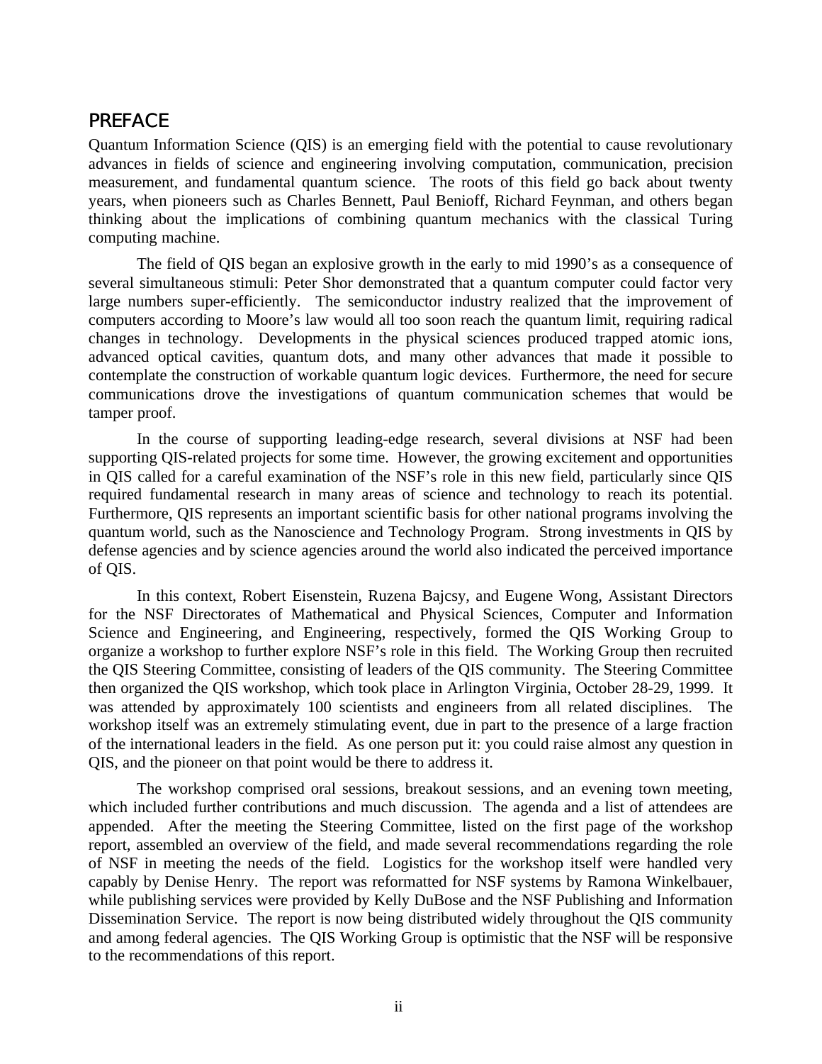## PREFACE

Quantum Information Science (QIS) is an emerging field with the potential to cause revolutionary advances in fields of science and engineering involving computation, communication, precision measurement, and fundamental quantum science. The roots of this field go back about twenty years, when pioneers such as Charles Bennett, Paul Benioff, Richard Feynman, and others began thinking about the implications of combining quantum mechanics with the classical Turing computing machine.

The field of QIS began an explosive growth in the early to mid 1990's as a consequence of several simultaneous stimuli: Peter Shor demonstrated that a quantum computer could factor very large numbers super-efficiently. The semiconductor industry realized that the improvement of computers according to Moore's law would all too soon reach the quantum limit, requiring radical changes in technology. Developments in the physical sciences produced trapped atomic ions, advanced optical cavities, quantum dots, and many other advances that made it possible to contemplate the construction of workable quantum logic devices. Furthermore, the need for secure communications drove the investigations of quantum communication schemes that would be tamper proof.

In the course of supporting leading-edge research, several divisions at NSF had been supporting QIS-related projects for some time. However, the growing excitement and opportunities in QIS called for a careful examination of the NSF's role in this new field, particularly since QIS required fundamental research in many areas of science and technology to reach its potential. Furthermore, QIS represents an important scientific basis for other national programs involving the quantum world, such as the Nanoscience and Technology Program. Strong investments in QIS by defense agencies and by science agencies around the world also indicated the perceived importance of QIS.

In this context, Robert Eisenstein, Ruzena Bajcsy, and Eugene Wong, Assistant Directors for the NSF Directorates of Mathematical and Physical Sciences, Computer and Information Science and Engineering, and Engineering, respectively, formed the QIS Working Group to organize a workshop to further explore NSF's role in this field. The Working Group then recruited the QIS Steering Committee, consisting of leaders of the QIS community. The Steering Committee then organized the QIS workshop, which took place in Arlington Virginia, October 28-29, 1999. It was attended by approximately 100 scientists and engineers from all related disciplines. The workshop itself was an extremely stimulating event, due in part to the presence of a large fraction of the international leaders in the field. As one person put it: you could raise almost any question in QIS, and the pioneer on that point would be there to address it.

The workshop comprised oral sessions, breakout sessions, and an evening town meeting, which included further contributions and much discussion. The agenda and a list of attendees are appended. After the meeting the Steering Committee, listed on the first page of the workshop report, assembled an overview of the field, and made several recommendations regarding the role of NSF in meeting the needs of the field. Logistics for the workshop itself were handled very capably by Denise Henry. The report was reformatted for NSF systems by Ramona Winkelbauer, while publishing services were provided by Kelly DuBose and the NSF Publishing and Information Dissemination Service. The report is now being distributed widely throughout the QIS community and among federal agencies. The QIS Working Group is optimistic that the NSF will be responsive to the recommendations of this report.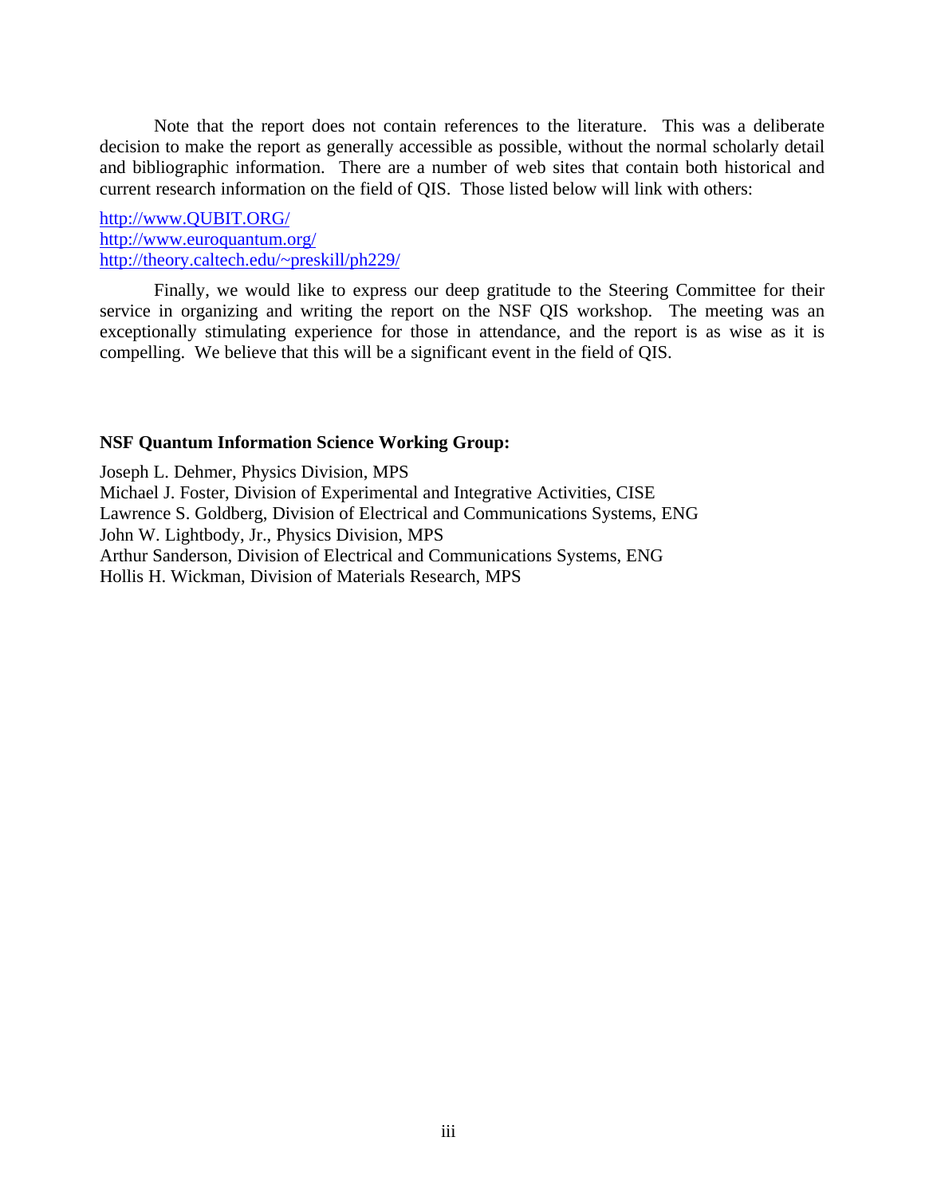Note that the report does not contain references to the literature. This was a deliberate decision to make the report as generally accessible as possible, without the normal scholarly detail and bibliographic information. There are a number of web sites that contain both historical and current research information on the field of QIS. Those listed below will link with others:

http://www.QUBIT.ORG/
http://www.euroquantum.org/
http://theory.caltech.edu/~preskill/ph229/

Finally, we would like to express our deep gratitude to the Steering Committee for their service in organizing and writing the report on the NSF QIS workshop. The meeting was an exceptionally stimulating experience for those in attendance, and the report is as wise as it is compelling. We believe that this will be a significant event in the field of QIS.

**NSF Quantum Information Science Working Group:**

Joseph L. Dehmer, Physics Division, MPS
Michael J. Foster, Division of Experimental and Integrative Activities, CISE
Lawrence S. Goldberg, Division of Electrical and Communications Systems, ENG
John W. Lightbody, Jr., Physics Division, MPS
Arthur Sanderson, Division of Electrical and Communications Systems, ENG
Hollis H. Wickman, Division of Materials Research, MPS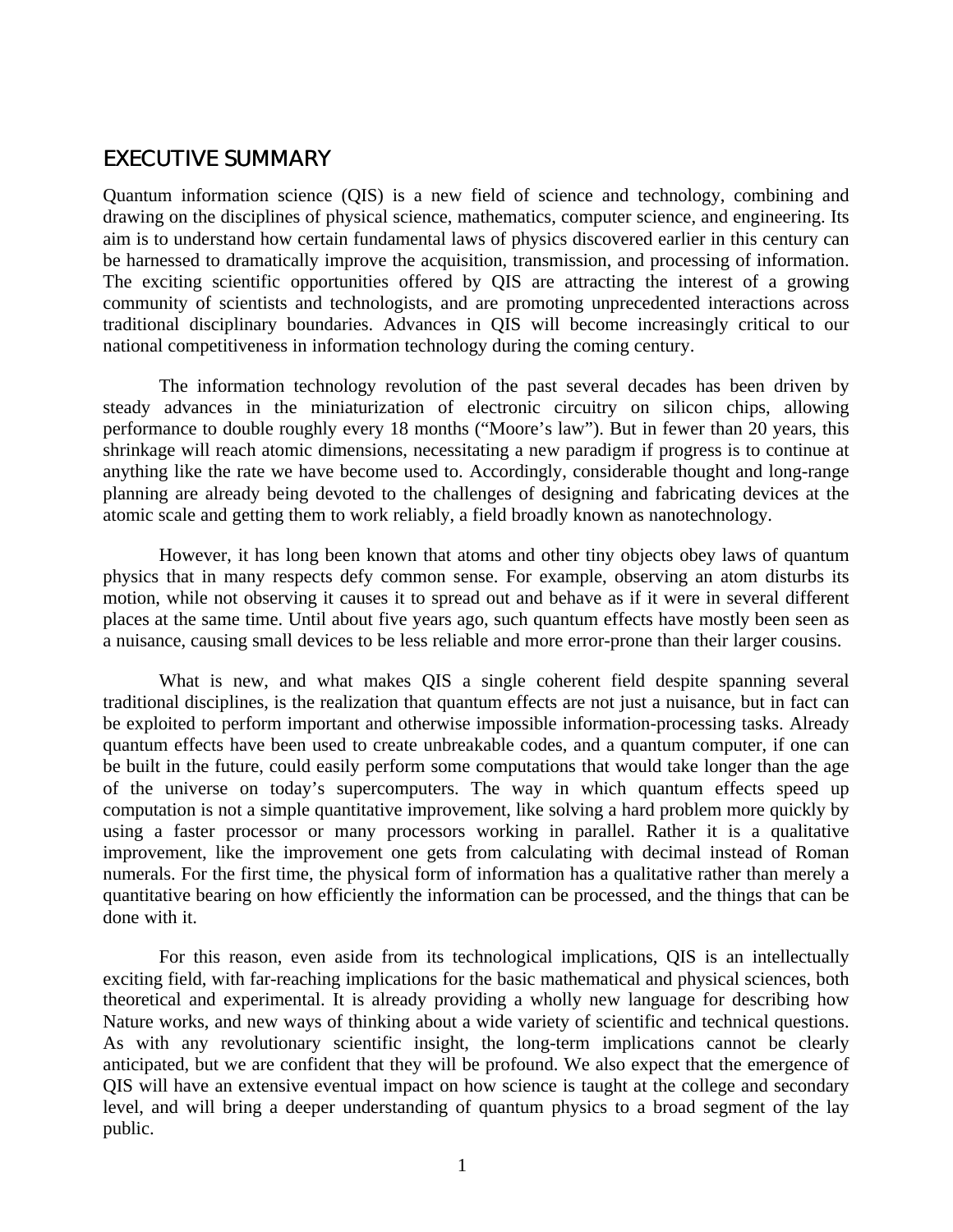# EXECUTIVE SUMMARY

Quantum information science (QIS) is a new field of science and technology, combining and drawing on the disciplines of physical science, mathematics, computer science, and engineering. Its aim is to understand how certain fundamental laws of physics discovered earlier in this century can be harnessed to dramatically improve the acquisition, transmission, and processing of information. The exciting scientific opportunities offered by QIS are attracting the interest of a growing community of scientists and technologists, and are promoting unprecedented interactions across traditional disciplinary boundaries. Advances in QIS will become increasingly critical to our national competitiveness in information technology during the coming century.

The information technology revolution of the past several decades has been driven by steady advances in the miniaturization of electronic circuitry on silicon chips, allowing performance to double roughly every 18 months ("Moore's law"). But in fewer than 20 years, this shrinkage will reach atomic dimensions, necessitating a new paradigm if progress is to continue at anything like the rate we have become used to. Accordingly, considerable thought and long-range planning are already being devoted to the challenges of designing and fabricating devices at the atomic scale and getting them to work reliably, a field broadly known as nanotechnology.

However, it has long been known that atoms and other tiny objects obey laws of quantum physics that in many respects defy common sense. For example, observing an atom disturbs its motion, while not observing it causes it to spread out and behave as if it were in several different places at the same time. Until about five years ago, such quantum effects have mostly been seen as a nuisance, causing small devices to be less reliable and more error-prone than their larger cousins.

What is new, and what makes QIS a single coherent field despite spanning several traditional disciplines, is the realization that quantum effects are not just a nuisance, but in fact can be exploited to perform important and otherwise impossible information-processing tasks. Already quantum effects have been used to create unbreakable codes, and a quantum computer, if one can be built in the future, could easily perform some computations that would take longer than the age of the universe on today's supercomputers. The way in which quantum effects speed up computation is not a simple quantitative improvement, like solving a hard problem more quickly by using a faster processor or many processors working in parallel. Rather it is a qualitative improvement, like the improvement one gets from calculating with decimal instead of Roman numerals. For the first time, the physical form of information has a qualitative rather than merely a quantitative bearing on how efficiently the information can be processed, and the things that can be done with it.

For this reason, even aside from its technological implications, QIS is an intellectually exciting field, with far-reaching implications for the basic mathematical and physical sciences, both theoretical and experimental. It is already providing a wholly new language for describing how Nature works, and new ways of thinking about a wide variety of scientific and technical questions. As with any revolutionary scientific insight, the long-term implications cannot be clearly anticipated, but we are confident that they will be profound. We also expect that the emergence of QIS will have an extensive eventual impact on how science is taught at the college and secondary level, and will bring a deeper understanding of quantum physics to a broad segment of the lay public.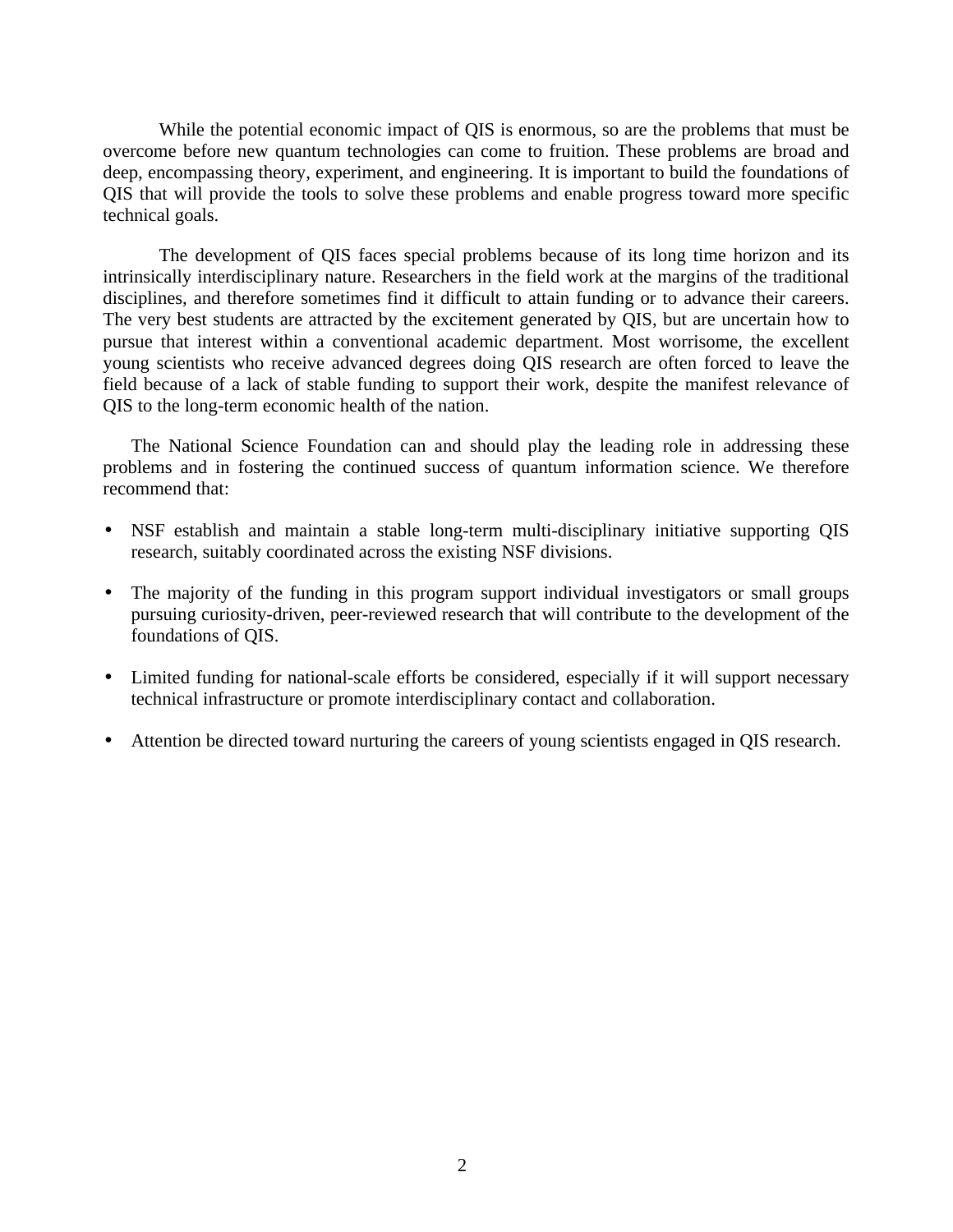While the potential economic impact of QIS is enormous, so are the problems that must be overcome before new quantum technologies can come to fruition. These problems are broad and deep, encompassing theory, experiment, and engineering. It is important to build the foundations of QIS that will provide the tools to solve these problems and enable progress toward more specific technical goals.

The development of QIS faces special problems because of its long time horizon and its intrinsically interdisciplinary nature. Researchers in the field work at the margins of the traditional disciplines, and therefore sometimes find it difficult to attain funding or to advance their careers. The very best students are attracted by the excitement generated by QIS, but are uncertain how to pursue that interest within a conventional academic department. Most worrisome, the excellent young scientists who receive advanced degrees doing QIS research are often forced to leave the field because of a lack of stable funding to support their work, despite the manifest relevance of QIS to the long-term economic health of the nation.

The National Science Foundation can and should play the leading role in addressing these problems and in fostering the continued success of quantum information science. We therefore recommend that:

- NSF establish and maintain a stable long-term multi-disciplinary initiative supporting QIS research, suitably coordinated across the existing NSF divisions.
- The majority of the funding in this program support individual investigators or small groups pursuing curiosity-driven, peer-reviewed research that will contribute to the development of the foundations of QIS.
- Limited funding for national-scale efforts be considered, especially if it will support necessary technical infrastructure or promote interdisciplinary contact and collaboration.
- Attention be directed toward nurturing the careers of young scientists engaged in QIS research.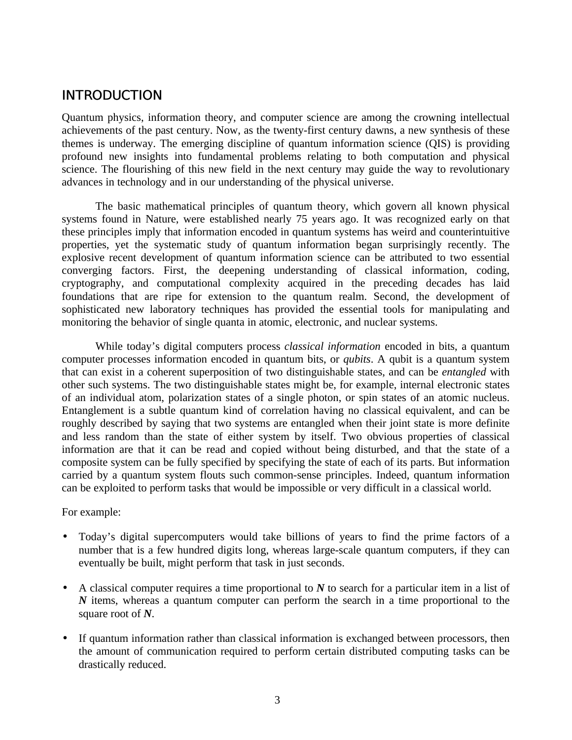## INTRODUCTION

Quantum physics, information theory, and computer science are among the crowning intellectual achievements of the past century. Now, as the twenty-first century dawns, a new synthesis of these themes is underway. The emerging discipline of quantum information science (QIS) is providing profound new insights into fundamental problems relating to both computation and physical science. The flourishing of this new field in the next century may guide the way to revolutionary advances in technology and in our understanding of the physical universe.

The basic mathematical principles of quantum theory, which govern all known physical systems found in Nature, were established nearly 75 years ago. It was recognized early on that these principles imply that information encoded in quantum systems has weird and counterintuitive properties, yet the systematic study of quantum information began surprisingly recently. The explosive recent development of quantum information science can be attributed to two essential converging factors. First, the deepening understanding of classical information, coding, cryptography, and computational complexity acquired in the preceding decades has laid foundations that are ripe for extension to the quantum realm. Second, the development of sophisticated new laboratory techniques has provided the essential tools for manipulating and monitoring the behavior of single quanta in atomic, electronic, and nuclear systems.

While today's digital computers process *classical information* encoded in bits, a quantum computer processes information encoded in quantum bits, or *qubits*. A qubit is a quantum system that can exist in a coherent superposition of two distinguishable states, and can be *entangled* with other such systems. The two distinguishable states might be, for example, internal electronic states of an individual atom, polarization states of a single photon, or spin states of an atomic nucleus. Entanglement is a subtle quantum kind of correlation having no classical equivalent, and can be roughly described by saying that two systems are entangled when their joint state is more definite and less random than the state of either system by itself. Two obvious properties of classical information are that it can be read and copied without being disturbed, and that the state of a composite system can be fully specified by specifying the state of each of its parts. But information carried by a quantum system flouts such common-sense principles. Indeed, quantum information can be exploited to perform tasks that would be impossible or very difficult in a classical world.

For example:

- Today's digital supercomputers would take billions of years to find the prime factors of a number that is a few hundred digits long, whereas large-scale quantum computers, if they can eventually be built, might perform that task in just seconds.

- A classical computer requires a time proportional to $\boldsymbol{N}$ to search for a particular item in a list of $\boldsymbol{N}$ items, whereas a quantum computer can perform the search in a time proportional to the square root of $\boldsymbol{N}$.

- If quantum information rather than classical information is exchanged between processors, then the amount of communication required to perform certain distributed computing tasks can be drastically reduced.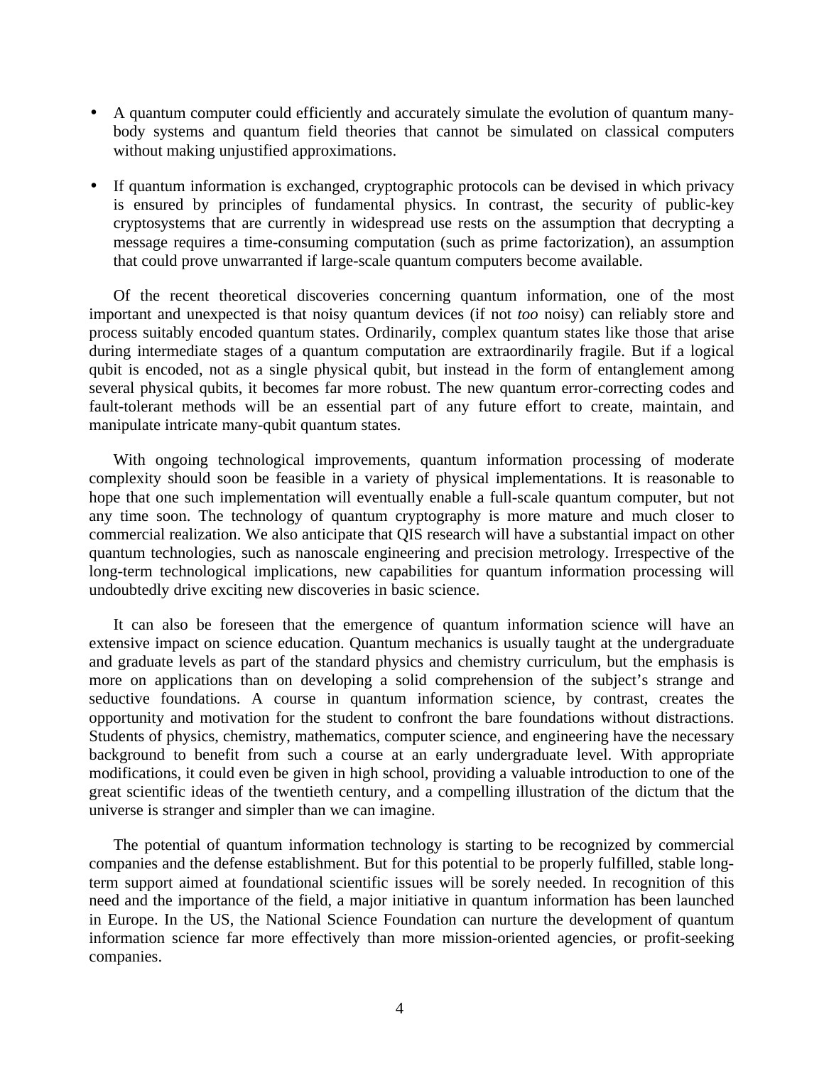- A quantum computer could efficiently and accurately simulate the evolution of quantum many-body systems and quantum field theories that cannot be simulated on classical computers without making unjustified approximations.

- If quantum information is exchanged, cryptographic protocols can be devised in which privacy is ensured by principles of fundamental physics. In contrast, the security of public-key cryptosystems that are currently in widespread use rests on the assumption that decrypting a message requires a time-consuming computation (such as prime factorization), an assumption that could prove unwarranted if large-scale quantum computers become available.

Of the recent theoretical discoveries concerning quantum information, one of the most important and unexpected is that noisy quantum devices (if not *too* noisy) can reliably store and process suitably encoded quantum states. Ordinarily, complex quantum states like those that arise during intermediate stages of a quantum computation are extraordinarily fragile. But if a logical qubit is encoded, not as a single physical qubit, but instead in the form of entanglement among several physical qubits, it becomes far more robust. The new quantum error-correcting codes and fault-tolerant methods will be an essential part of any future effort to create, maintain, and manipulate intricate many-qubit quantum states.

With ongoing technological improvements, quantum information processing of moderate complexity should soon be feasible in a variety of physical implementations. It is reasonable to hope that one such implementation will eventually enable a full-scale quantum computer, but not any time soon. The technology of quantum cryptography is more mature and much closer to commercial realization. We also anticipate that QIS research will have a substantial impact on other quantum technologies, such as nanoscale engineering and precision metrology. Irrespective of the long-term technological implications, new capabilities for quantum information processing will undoubtedly drive exciting new discoveries in basic science.

It can also be foreseen that the emergence of quantum information science will have an extensive impact on science education. Quantum mechanics is usually taught at the undergraduate and graduate levels as part of the standard physics and chemistry curriculum, but the emphasis is more on applications than on developing a solid comprehension of the subject's strange and seductive foundations. A course in quantum information science, by contrast, creates the opportunity and motivation for the student to confront the bare foundations without distractions. Students of physics, chemistry, mathematics, computer science, and engineering have the necessary background to benefit from such a course at an early undergraduate level. With appropriate modifications, it could even be given in high school, providing a valuable introduction to one of the great scientific ideas of the twentieth century, and a compelling illustration of the dictum that the universe is stranger and simpler than we can imagine.

The potential of quantum information technology is starting to be recognized by commercial companies and the defense establishment. But for this potential to be properly fulfilled, stable long-term support aimed at foundational scientific issues will be sorely needed. In recognition of this need and the importance of the field, a major initiative in quantum information has been launched in Europe. In the US, the National Science Foundation can nurture the development of quantum information science far more effectively than more mission-oriented agencies, or profit-seeking companies.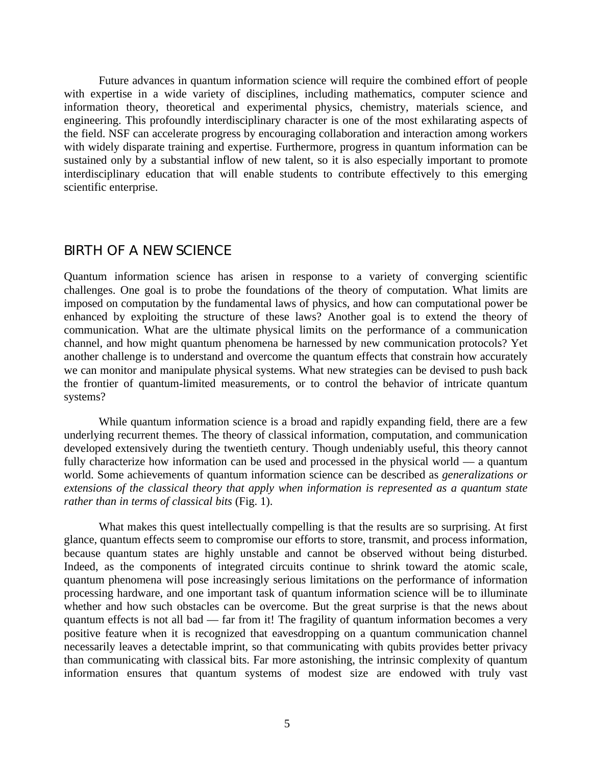Future advances in quantum information science will require the combined effort of people with expertise in a wide variety of disciplines, including mathematics, computer science and information theory, theoretical and experimental physics, chemistry, materials science, and engineering. This profoundly interdisciplinary character is one of the most exhilarating aspects of the field. NSF can accelerate progress by encouraging collaboration and interaction among workers with widely disparate training and expertise. Furthermore, progress in quantum information can be sustained only by a substantial inflow of new talent, so it is also especially important to promote interdisciplinary education that will enable students to contribute effectively to this emerging scientific enterprise.

## BIRTH OF A NEW SCIENCE

Quantum information science has arisen in response to a variety of converging scientific challenges. One goal is to probe the foundations of the theory of computation. What limits are imposed on computation by the fundamental laws of physics, and how can computational power be enhanced by exploiting the structure of these laws? Another goal is to extend the theory of communication. What are the ultimate physical limits on the performance of a communication channel, and how might quantum phenomena be harnessed by new communication protocols? Yet another challenge is to understand and overcome the quantum effects that constrain how accurately we can monitor and manipulate physical systems. What new strategies can be devised to push back the frontier of quantum-limited measurements, or to control the behavior of intricate quantum systems?

While quantum information science is a broad and rapidly expanding field, there are a few underlying recurrent themes. The theory of classical information, computation, and communication developed extensively during the twentieth century. Though undeniably useful, this theory cannot fully characterize how information can be used and processed in the physical world — a quantum world. Some achievements of quantum information science can be described as *generalizations or extensions of the classical theory that apply when information is represented as a quantum state rather than in terms of classical bits* (Fig. 1).

What makes this quest intellectually compelling is that the results are so surprising. At first glance, quantum effects seem to compromise our efforts to store, transmit, and process information, because quantum states are highly unstable and cannot be observed without being disturbed. Indeed, as the components of integrated circuits continue to shrink toward the atomic scale, quantum phenomena will pose increasingly serious limitations on the performance of information processing hardware, and one important task of quantum information science will be to illuminate whether and how such obstacles can be overcome. But the great surprise is that the news about quantum effects is not all bad — far from it! The fragility of quantum information becomes a very positive feature when it is recognized that eavesdropping on a quantum communication channel necessarily leaves a detectable imprint, so that communicating with qubits provides better privacy than communicating with classical bits. Far more astonishing, the intrinsic complexity of quantum information ensures that quantum systems of modest size are endowed with truly vast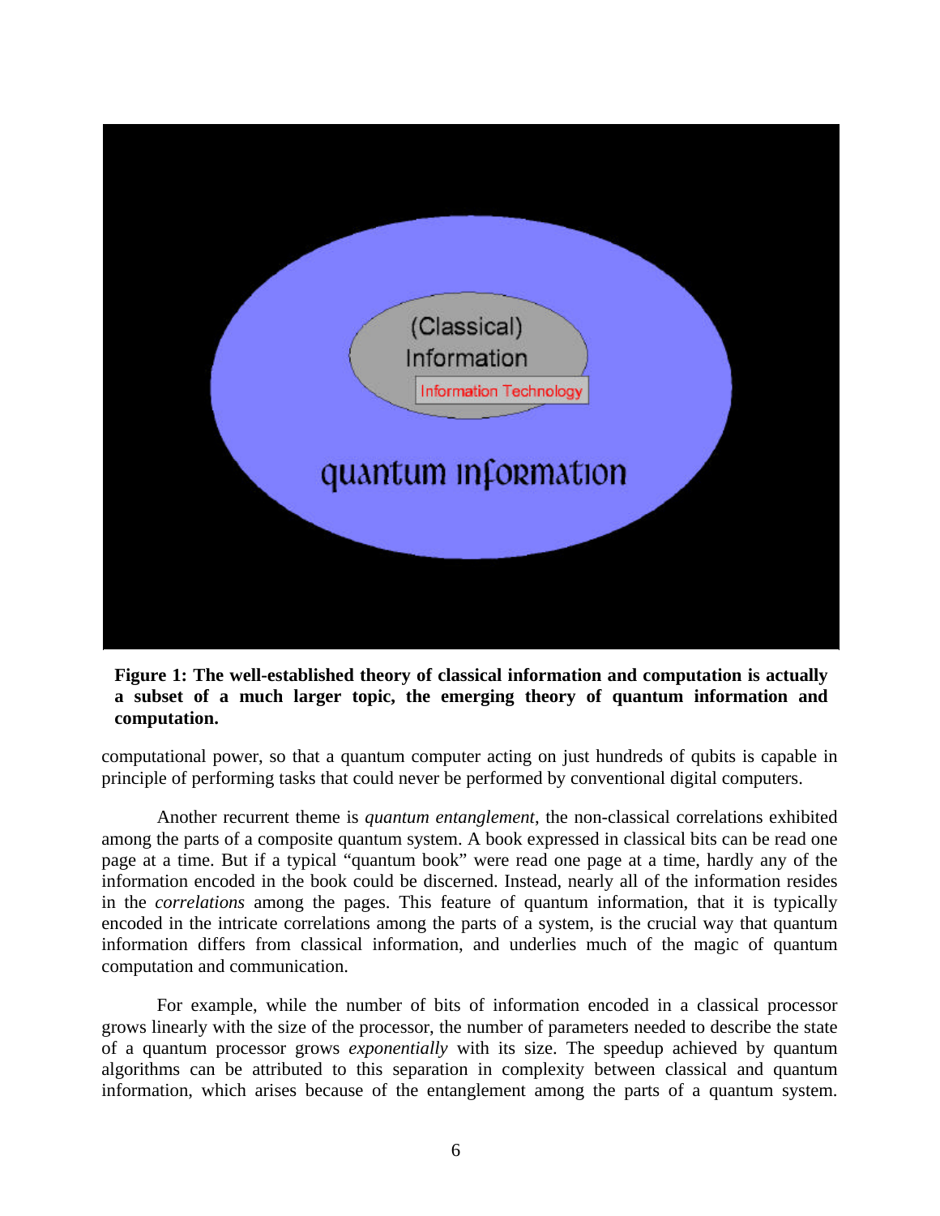**Figure 1: The well-established theory of classical information and computation is actually a subset of a much larger topic, the emerging theory of quantum information and computation.**

computational power, so that a quantum computer acting on just hundreds of qubits is capable in principle of performing tasks that could never be performed by conventional digital computers.

Another recurrent theme is *quantum entanglement*, the non-classical correlations exhibited among the parts of a composite quantum system. A book expressed in classical bits can be read one page at a time. But if a typical "quantum book" were read one page at a time, hardly any of the information encoded in the book could be discerned. Instead, nearly all of the information resides in the *correlations* among the pages. This feature of quantum information, that it is typically encoded in the intricate correlations among the parts of a system, is the crucial way that quantum information differs from classical information, and underlies much of the magic of quantum computation and communication.

For example, while the number of bits of information encoded in a classical processor grows linearly with the size of the processor, the number of parameters needed to describe the state of a quantum processor grows *exponentially* with its size. The speedup achieved by quantum algorithms can be attributed to this separation in complexity between classical and quantum information, which arises because of the entanglement among the parts of a quantum system.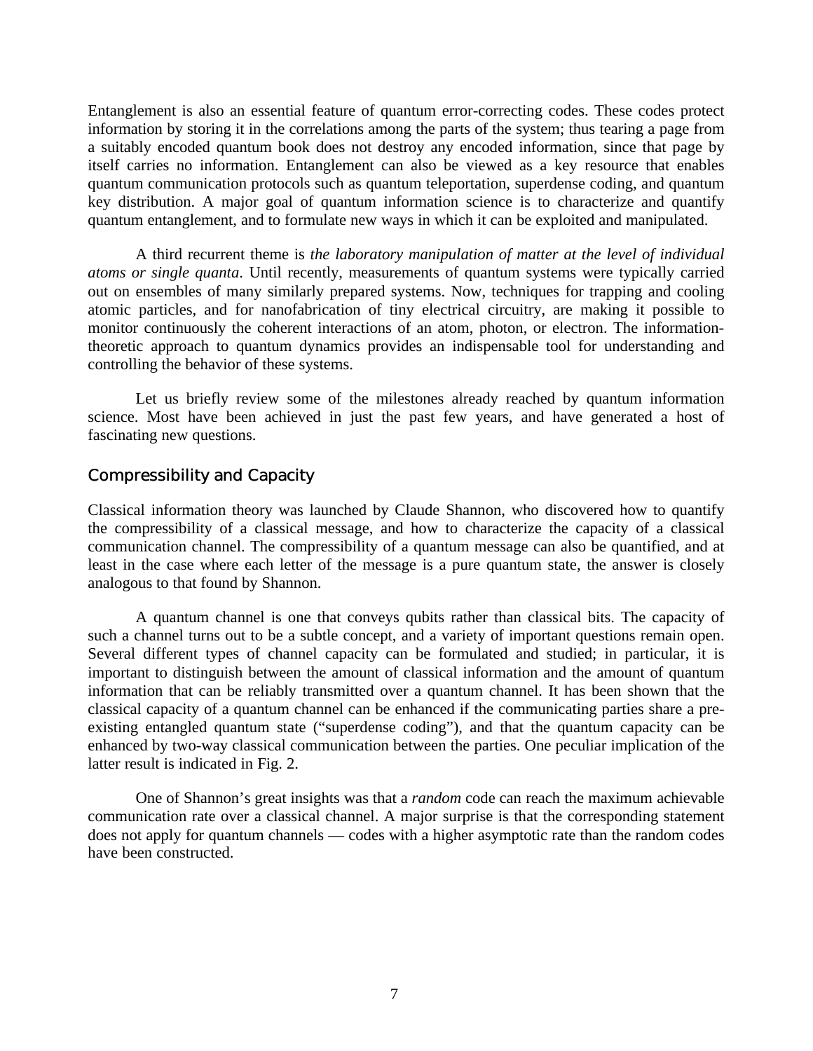Entanglement is also an essential feature of quantum error-correcting codes. These codes protect information by storing it in the correlations among the parts of the system; thus tearing a page from a suitably encoded quantum book does not destroy any encoded information, since that page by itself carries no information. Entanglement can also be viewed as a key resource that enables quantum communication protocols such as quantum teleportation, superdense coding, and quantum key distribution. A major goal of quantum information science is to characterize and quantify quantum entanglement, and to formulate new ways in which it can be exploited and manipulated.

A third recurrent theme is *the laboratory manipulation of matter at the level of individual atoms or single quanta*. Until recently, measurements of quantum systems were typically carried out on ensembles of many similarly prepared systems. Now, techniques for trapping and cooling atomic particles, and for nanofabrication of tiny electrical circuitry, are making it possible to monitor continuously the coherent interactions of an atom, photon, or electron. The information-theoretic approach to quantum dynamics provides an indispensable tool for understanding and controlling the behavior of these systems.

Let us briefly review some of the milestones already reached by quantum information science. Most have been achieved in just the past few years, and have generated a host of fascinating new questions.

## Compressibility and Capacity

Classical information theory was launched by Claude Shannon, who discovered how to quantify the compressibility of a classical message, and how to characterize the capacity of a classical communication channel. The compressibility of a quantum message can also be quantified, and at least in the case where each letter of the message is a pure quantum state, the answer is closely analogous to that found by Shannon.

A quantum channel is one that conveys qubits rather than classical bits. The capacity of such a channel turns out to be a subtle concept, and a variety of important questions remain open. Several different types of channel capacity can be formulated and studied; in particular, it is important to distinguish between the amount of classical information and the amount of quantum information that can be reliably transmitted over a quantum channel. It has been shown that the classical capacity of a quantum channel can be enhanced if the communicating parties share a pre-existing entangled quantum state ("superdense coding"), and that the quantum capacity can be enhanced by two-way classical communication between the parties. One peculiar implication of the latter result is indicated in Fig. 2.

One of Shannon's great insights was that a *random* code can reach the maximum achievable communication rate over a classical channel. A major surprise is that the corresponding statement does not apply for quantum channels — codes with a higher asymptotic rate than the random codes have been constructed.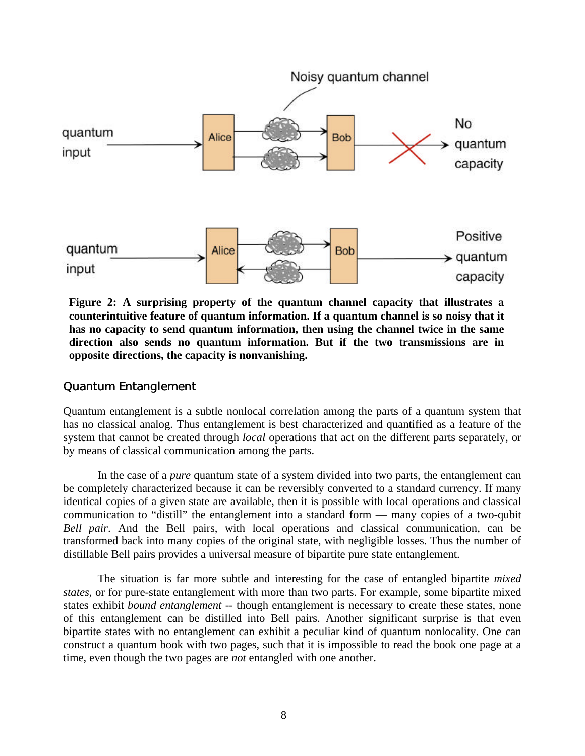**Figure 2: A surprising property of the quantum channel capacity that illustrates a counterintuitive feature of quantum information. If a quantum channel is so noisy that it has no capacity to send quantum information, then using the channel twice in the same direction also sends no quantum information. But if the two transmissions are in opposite directions, the capacity is nonvanishing.**

## Quantum Entanglement

Quantum entanglement is a subtle nonlocal correlation among the parts of a quantum system that has no classical analog. Thus entanglement is best characterized and quantified as a feature of the system that cannot be created through *local* operations that act on the different parts separately, or by means of classical communication among the parts.

In the case of a *pure* quantum state of a system divided into two parts, the entanglement can be completely characterized because it can be reversibly converted to a standard currency. If many identical copies of a given state are available, then it is possible with local operations and classical communication to "distill" the entanglement into a standard form — many copies of a two-qubit *Bell pair*. And the Bell pairs, with local operations and classical communication, can be transformed back into many copies of the original state, with negligible losses. Thus the number of distillable Bell pairs provides a universal measure of bipartite pure state entanglement.

The situation is far more subtle and interesting for the case of entangled bipartite *mixed states*, or for pure-state entanglement with more than two parts. For example, some bipartite mixed states exhibit *bound entanglement* -- though entanglement is necessary to create these states, none of this entanglement can be distilled into Bell pairs. Another significant surprise is that even bipartite states with no entanglement can exhibit a peculiar kind of quantum nonlocality. One can construct a quantum book with two pages, such that it is impossible to read the book one page at a time, even though the two pages are *not* entangled with one another.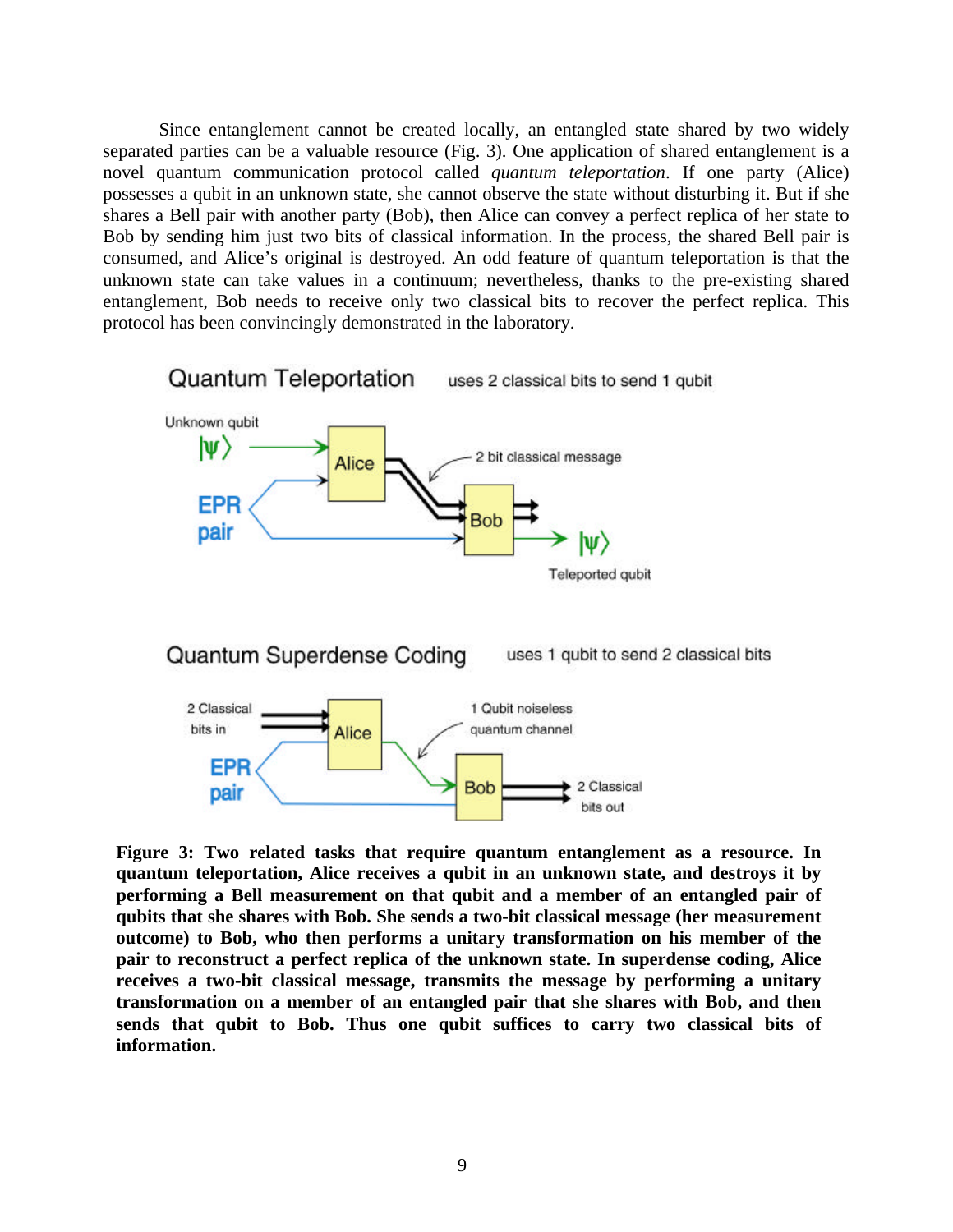Since entanglement cannot be created locally, an entangled state shared by two widely separated parties can be a valuable resource (Fig. 3). One application of shared entanglement is a novel quantum communication protocol called *quantum teleportation*. If one party (Alice) possesses a qubit in an unknown state, she cannot observe the state without disturbing it. But if she shares a Bell pair with another party (Bob), then Alice can convey a perfect replica of her state to Bob by sending him just two bits of classical information. In the process, the shared Bell pair is consumed, and Alice's original is destroyed. An odd feature of quantum teleportation is that the unknown state can take values in a continuum; nevertheless, thanks to the pre-existing shared entanglement, Bob needs to receive only two classical bits to recover the perfect replica. This protocol has been convincingly demonstrated in the laboratory.

**Figure 3: Two related tasks that require quantum entanglement as a resource. In quantum teleportation, Alice receives a qubit in an unknown state, and destroys it by performing a Bell measurement on that qubit and a member of an entangled pair of qubits that she shares with Bob. She sends a two-bit classical message (her measurement outcome) to Bob, who then performs a unitary transformation on his member of the pair to reconstruct a perfect replica of the unknown state. In superdense coding, Alice receives a two-bit classical message, transmits the message by performing a unitary transformation on a member of an entangled pair that she shares with Bob, and then sends that qubit to Bob. Thus one qubit suffices to carry two classical bits of information.**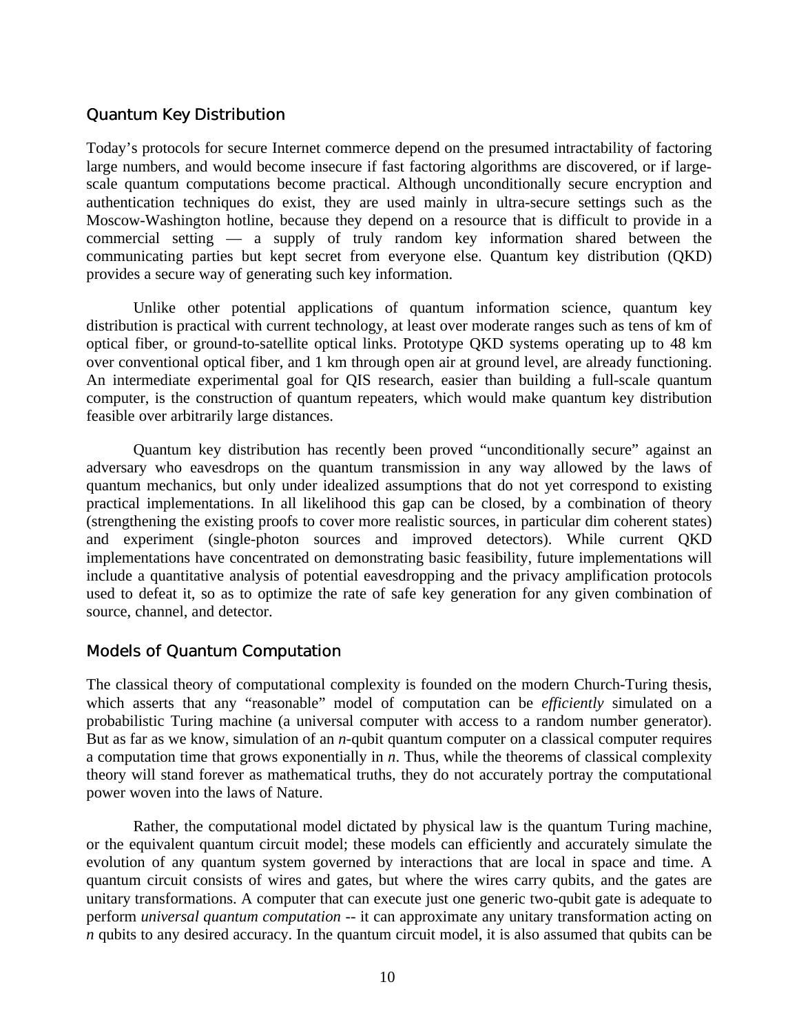## Quantum Key Distribution

Today's protocols for secure Internet commerce depend on the presumed intractability of factoring large numbers, and would become insecure if fast factoring algorithms are discovered, or if large-scale quantum computations become practical. Although unconditionally secure encryption and authentication techniques do exist, they are used mainly in ultra-secure settings such as the Moscow-Washington hotline, because they depend on a resource that is difficult to provide in a commercial setting — a supply of truly random key information shared between the communicating parties but kept secret from everyone else. Quantum key distribution (QKD) provides a secure way of generating such key information.

Unlike other potential applications of quantum information science, quantum key distribution is practical with current technology, at least over moderate ranges such as tens of km of optical fiber, or ground-to-satellite optical links. Prototype QKD systems operating up to 48 km over conventional optical fiber, and 1 km through open air at ground level, are already functioning. An intermediate experimental goal for QIS research, easier than building a full-scale quantum computer, is the construction of quantum repeaters, which would make quantum key distribution feasible over arbitrarily large distances.

Quantum key distribution has recently been proved "unconditionally secure" against an adversary who eavesdrops on the quantum transmission in any way allowed by the laws of quantum mechanics, but only under idealized assumptions that do not yet correspond to existing practical implementations. In all likelihood this gap can be closed, by a combination of theory (strengthening the existing proofs to cover more realistic sources, in particular dim coherent states) and experiment (single-photon sources and improved detectors). While current QKD implementations have concentrated on demonstrating basic feasibility, future implementations will include a quantitative analysis of potential eavesdropping and the privacy amplification protocols used to defeat it, so as to optimize the rate of safe key generation for any given combination of source, channel, and detector.

## Models of Quantum Computation

The classical theory of computational complexity is founded on the modern Church-Turing thesis, which asserts that any "reasonable" model of computation can be *efficiently* simulated on a probabilistic Turing machine (a universal computer with access to a random number generator). But as far as we know, simulation of an $n$-qubit quantum computer on a classical computer requires a computation time that grows exponentially in $n$. Thus, while the theorems of classical complexity theory will stand forever as mathematical truths, they do not accurately portray the computational power woven into the laws of Nature.

Rather, the computational model dictated by physical law is the quantum Turing machine, or the equivalent quantum circuit model; these models can efficiently and accurately simulate the evolution of any quantum system governed by interactions that are local in space and time. A quantum circuit consists of wires and gates, but where the wires carry qubits, and the gates are unitary transformations. A computer that can execute just one generic two-qubit gate is adequate to perform *universal quantum computation* -- it can approximate any unitary transformation acting on $n$ qubits to any desired accuracy. In the quantum circuit model, it is also assumed that qubits can be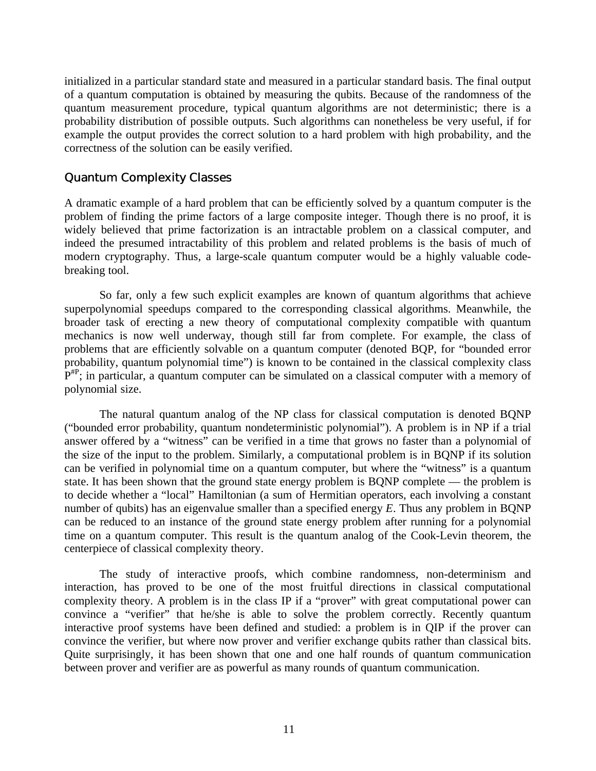initialized in a particular standard state and measured in a particular standard basis. The final output of a quantum computation is obtained by measuring the qubits. Because of the randomness of the quantum measurement procedure, typical quantum algorithms are not deterministic; there is a probability distribution of possible outputs. Such algorithms can nonetheless be very useful, if for example the output provides the correct solution to a hard problem with high probability, and the correctness of the solution can be easily verified.

### Quantum Complexity Classes

A dramatic example of a hard problem that can be efficiently solved by a quantum computer is the problem of finding the prime factors of a large composite integer. Though there is no proof, it is widely believed that prime factorization is an intractable problem on a classical computer, and indeed the presumed intractability of this problem and related problems is the basis of much of modern cryptography. Thus, a large-scale quantum computer would be a highly valuable code-breaking tool.

So far, only a few such explicit examples are known of quantum algorithms that achieve superpolynomial speedups compared to the corresponding classical algorithms. Meanwhile, the broader task of erecting a new theory of computational complexity compatible with quantum mechanics is now well underway, though still far from complete. For example, the class of problems that are efficiently solvable on a quantum computer (denoted BQP, for "bounded error probability, quantum polynomial time") is known to be contained in the classical complexity class $P^{\#P}$; in particular, a quantum computer can be simulated on a classical computer with a memory of polynomial size.

The natural quantum analog of the NP class for classical computation is denoted BQNP ("bounded error probability, quantum nondeterministic polynomial"). A problem is in NP if a trial answer offered by a "witness" can be verified in a time that grows no faster than a polynomial of the size of the input to the problem. Similarly, a computational problem is in BQNP if its solution can be verified in polynomial time on a quantum computer, but where the "witness" is a quantum state. It has been shown that the ground state energy problem is BQNP complete — the problem is to decide whether a "local" Hamiltonian (a sum of Hermitian operators, each involving a constant number of qubits) has an eigenvalue smaller than a specified energy $E$. Thus any problem in BQNP can be reduced to an instance of the ground state energy problem after running for a polynomial time on a quantum computer. This result is the quantum analog of the Cook-Levin theorem, the centerpiece of classical complexity theory.

The study of interactive proofs, which combine randomness, non-determinism and interaction, has proved to be one of the most fruitful directions in classical computational complexity theory. A problem is in the class IP if a "prover" with great computational power can convince a "verifier" that he/she is able to solve the problem correctly. Recently quantum interactive proof systems have been defined and studied: a problem is in QIP if the prover can convince the verifier, but where now prover and verifier exchange qubits rather than classical bits. Quite surprisingly, it has been shown that one and one half rounds of quantum communication between prover and verifier are as powerful as many rounds of quantum communication.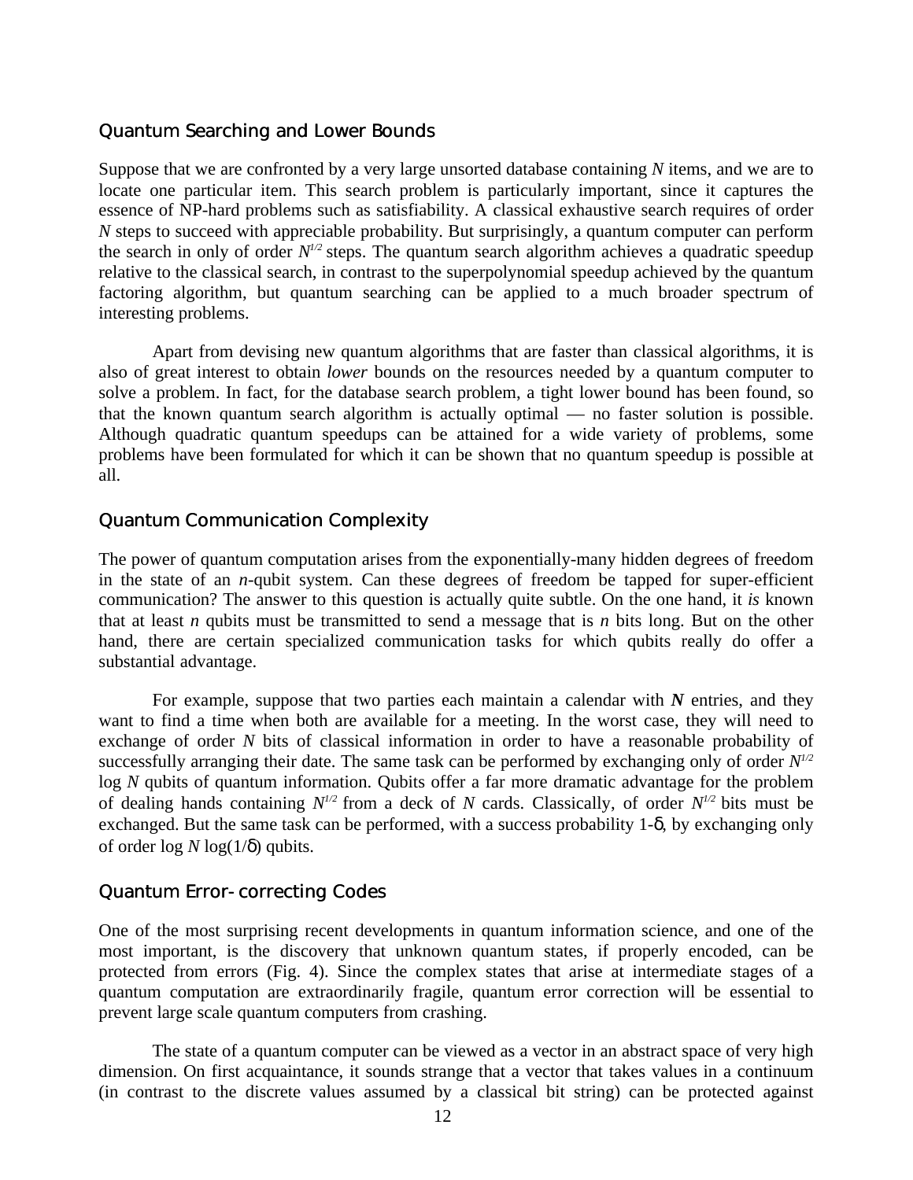## Quantum Searching and Lower Bounds

Suppose that we are confronted by a very large unsorted database containing $N$ items, and we are to locate one particular item. This search problem is particularly important, since it captures the essence of NP-hard problems such as satisfiability. A classical exhaustive search requires of order $N$ steps to succeed with appreciable probability. But surprisingly, a quantum computer can perform the search in only of order $N^{1/2}$ steps. The quantum search algorithm achieves a quadratic speedup relative to the classical search, in contrast to the superpolynomial speedup achieved by the quantum factoring algorithm, but quantum searching can be applied to a much broader spectrum of interesting problems.

Apart from devising new quantum algorithms that are faster than classical algorithms, it is also of great interest to obtain *lower* bounds on the resources needed by a quantum computer to solve a problem. In fact, for the database search problem, a tight lower bound has been found, so that the known quantum search algorithm is actually optimal — no faster solution is possible. Although quadratic quantum speedups can be attained for a wide variety of problems, some problems have been formulated for which it can be shown that no quantum speedup is possible at all.

## Quantum Communication Complexity

The power of quantum computation arises from the exponentially-many hidden degrees of freedom in the state of an $n$-qubit system. Can these degrees of freedom be tapped for super-efficient communication? The answer to this question is actually quite subtle. On the one hand, it *is* known that at least $n$ qubits must be transmitted to send a message that is $n$ bits long. But on the other hand, there are certain specialized communication tasks for which qubits really do offer a substantial advantage.

For example, suppose that two parties each maintain a calendar with $\boldsymbol{N}$ entries, and they want to find a time when both are available for a meeting. In the worst case, they will need to exchange of order $N$ bits of classical information in order to have a reasonable probability of successfully arranging their date. The same task can be performed by exchanging only of order $N^{1/2} \log N$ qubits of quantum information. Qubits offer a far more dramatic advantage for the problem of dealing hands containing $N^{1/2}$ from a deck of $N$ cards. Classically, of order $N^{1/2}$ bits must be exchanged. But the same task can be performed, with a success probability $1\text{-}\delta$, by exchanging only of order $\log N \log(1/\delta)$ qubits.

## Quantum Error-correcting Codes

One of the most surprising recent developments in quantum information science, and one of the most important, is the discovery that unknown quantum states, if properly encoded, can be protected from errors (Fig. 4). Since the complex states that arise intermediate stages of a quantum computation are extraordinarily fragile, quantum error correction will be essential to prevent large scale quantum computers from crashing.

The state of a quantum computer can be viewed as a vector in an abstract space of very high dimension. On first acquaintance, it sounds strange that a vector that takes values in a continuum (in contrast to the discrete values assumed by a classical bit string) can be protected against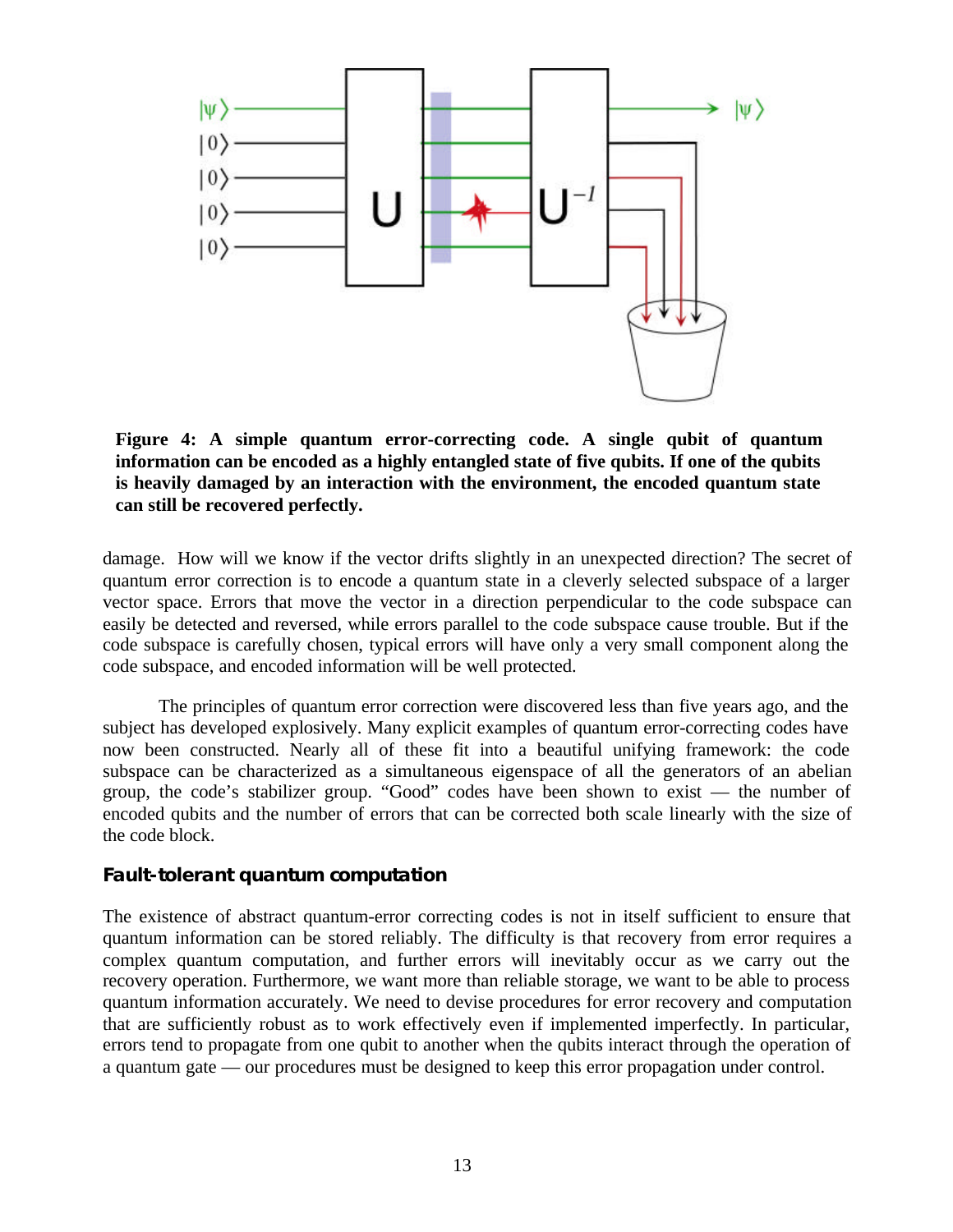**Figure 4: A simple quantum error-correcting code. A single qubit of quantum information can be encoded as a highly entangled state of five qubits. If one of the qubits is heavily damaged by an interaction with the environment, the encoded quantum state can still be recovered perfectly.**

damage. How will we know if the vector drifts slightly in an unexpected direction? The secret of quantum error correction is to encode a quantum state in a cleverly selected subspace of a larger vector space. Errors that move the vector in a direction perpendicular to the code subspace can easily be detected and reversed, while errors parallel to the code subspace cause trouble. But if the code subspace is carefully chosen, typical errors will have only a very small component along the code subspace, and encoded information will be well protected.

The principles of quantum error correction were discovered less than five years ago, and the subject has developed explosively. Many explicit examples of quantum error-correcting codes have now been constructed. Nearly all of these fit into a beautiful unifying framework: the code subspace can be characterized as a simultaneous eigenspace of all the generators of an abelian group, the code's stabilizer group. "Good" codes have been shown to exist — the number of encoded qubits and the number of errors that can be corrected both scale linearly with the size of the code block.

### Fault-tolerant quantum computation

The existence of abstract quantum-error correcting codes is not in itself sufficient to ensure that quantum information can be stored reliably. The difficulty is that recovery from error requires a complex quantum computation, and further errors will inevitably occur as we carry out the recovery operation. Furthermore, we want more than reliable storage, we want to be able to process quantum information accurately. We need to devise procedures for error recovery and computation that are sufficiently robust as to work effectively even if implemented imperfectly. In particular, errors tend to propagate from one qubit to another when the qubits interact through the operation of a quantum gate — our procedures must be designed to keep this error propagation under control.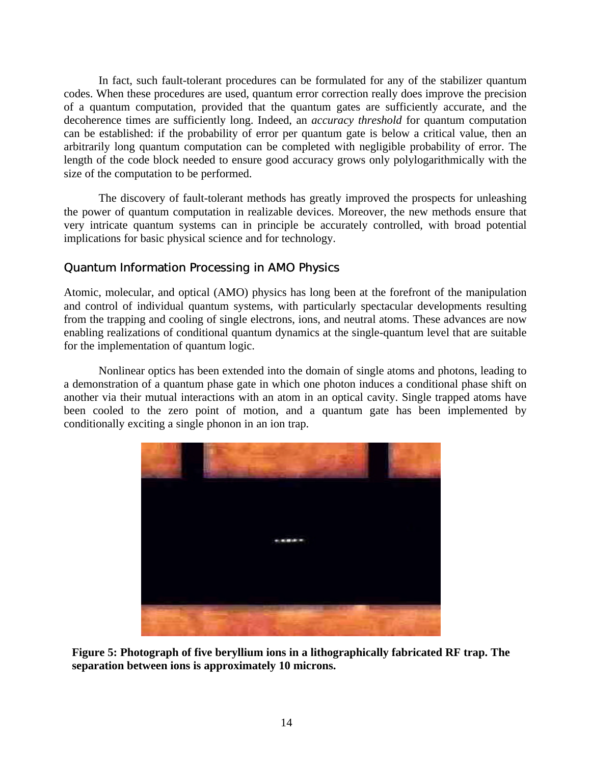In fact, such fault-tolerant procedures can be formulated for any of the stabilizer quantum codes. When these procedures are used, quantum error correction really does improve the precision of a quantum computation, provided that the quantum gates are sufficiently accurate, and the decoherence times are sufficiently long. Indeed, an *accuracy threshold* for quantum computation can be established: if the probability of error per quantum gate is below a critical value, then an arbitrarily long quantum computation can be completed with negligible probability of error. The length of the code block needed to ensure good accuracy grows only polylogarithmically with the size of the computation to be performed.

The discovery of fault-tolerant methods has greatly improved the prospects for unleashing the power of quantum computation in realizable devices. Moreover, the new methods ensure that very intricate quantum systems can in principle be accurately controlled, with broad potential implications for basic physical science and for technology.

## Quantum Information Processing in AMO Physics

Atomic, molecular, and optical (AMO) physics has long been at the forefront of the manipulation and control of individual quantum systems, with particularly spectacular developments resulting from the trapping and cooling of single electrons, ions, and neutral atoms. These advances are now enabling realizations of conditional quantum dynamics at the single-quantum level that are suitable for the implementation of quantum logic.

Nonlinear optics has been extended into the domain of single atoms and photons, leading to a demonstration of a quantum phase gate in which one photon induces a conditional phase shift on another via their mutual interactions with an atom in an optical cavity. Single trapped atoms have been cooled to the zero point of motion, and a quantum gate has been implemented by conditionally exciting a single phonon in an ion trap.

**Figure 5: Photograph of five beryllium ions in a lithographically fabricated RF trap. The separation between ions is approximately 10 microns.**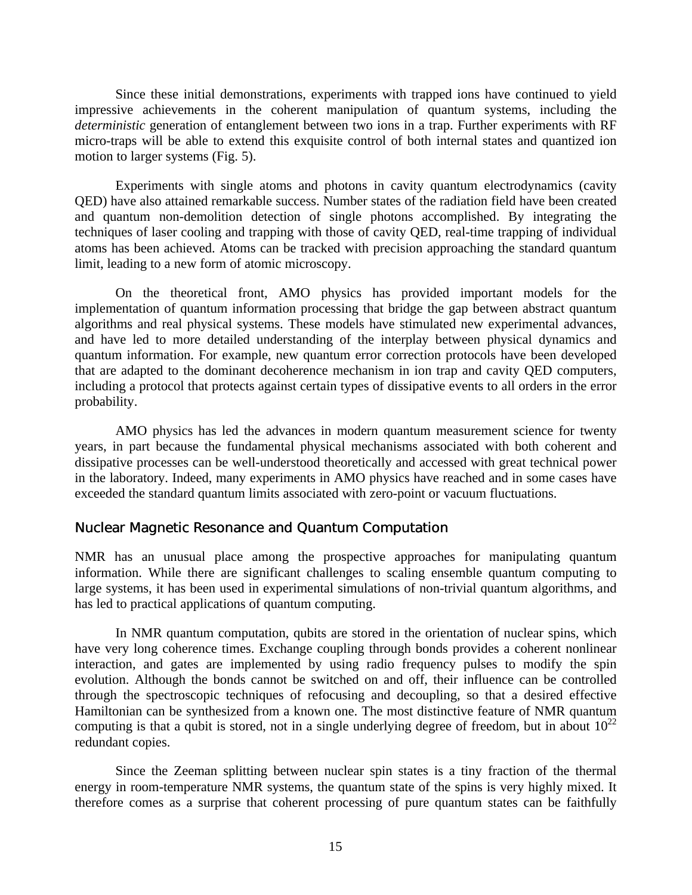Since these initial demonstrations, experiments with trapped ions have continued to yield impressive achievements in the coherent manipulation of quantum systems, including the *deterministic* generation of entanglement between two ions in a trap. Further experiments with RF micro-traps will be able to extend this exquisite control of both internal states and quantized ion motion to larger systems (Fig. 5).

Experiments with single atoms and photons in cavity quantum electrodynamics (cavity QED) have also attained remarkable success. Number states of the radiation field have been created and quantum non-demolition detection of single photons accomplished. By integrating the techniques of laser cooling and trapping with those of cavity QED, real-time trapping of individual atoms has been achieved. Atoms can be tracked with precision approaching the standard quantum limit, leading to a new form of atomic microscopy.

On the theoretical front, AMO physics has provided important models for the implementation of quantum information processing that bridge the gap between abstract quantum algorithms and real physical systems. These models have stimulated new experimental advances, and have led to more detailed understanding of the interplay between physical dynamics and quantum information. For example, new quantum error correction protocols have been developed that are adapted to the dominant decoherence mechanism in ion trap and cavity QED computers, including a protocol that protects against certain types of dissipative events to all orders in the error probability.

AMO physics has led the advances in modern quantum measurement science for twenty years, in part because the fundamental physical mechanisms associated with both coherent and dissipative processes can be well-understood theoretically and accessed with great technical power in the laboratory. Indeed, many experiments in AMO physics have reached and in some cases have exceeded the standard quantum limits associated with zero-point or vacuum fluctuations.

### Nuclear Magnetic Resonance and Quantum Computation

NMR has an unusual place among the prospective approaches for manipulating quantum information. While there are significant challenges to scaling ensemble quantum computing to large systems, it has been used in experimental simulations of non-trivial quantum algorithms, and has led to practical applications of quantum computing.

In NMR quantum computation, qubits are stored in the orientation of nuclear spins, which have very long coherence times. Exchange coupling through bonds provides a coherent nonlinear interaction, and gates are implemented by using radio frequency pulses to modify the spin evolution. Although the bonds cannot be switched on and off, their influence can be controlled through the spectroscopic techniques of refocusing and decoupling, so that a desired effective Hamiltonian can be synthesized from a known one. The most distinctive feature of NMR quantum computing is that a qubit is stored, not in a single underlying degree of freedom, but in about $10^{22}$ redundant copies.

Since the Zeeman splitting between nuclear spin states is a tiny fraction of the thermal energy in room-temperature NMR systems, the quantum state of the spins is very highly mixed. It therefore comes as a surprise that coherent processing of pure quantum states can be faithfully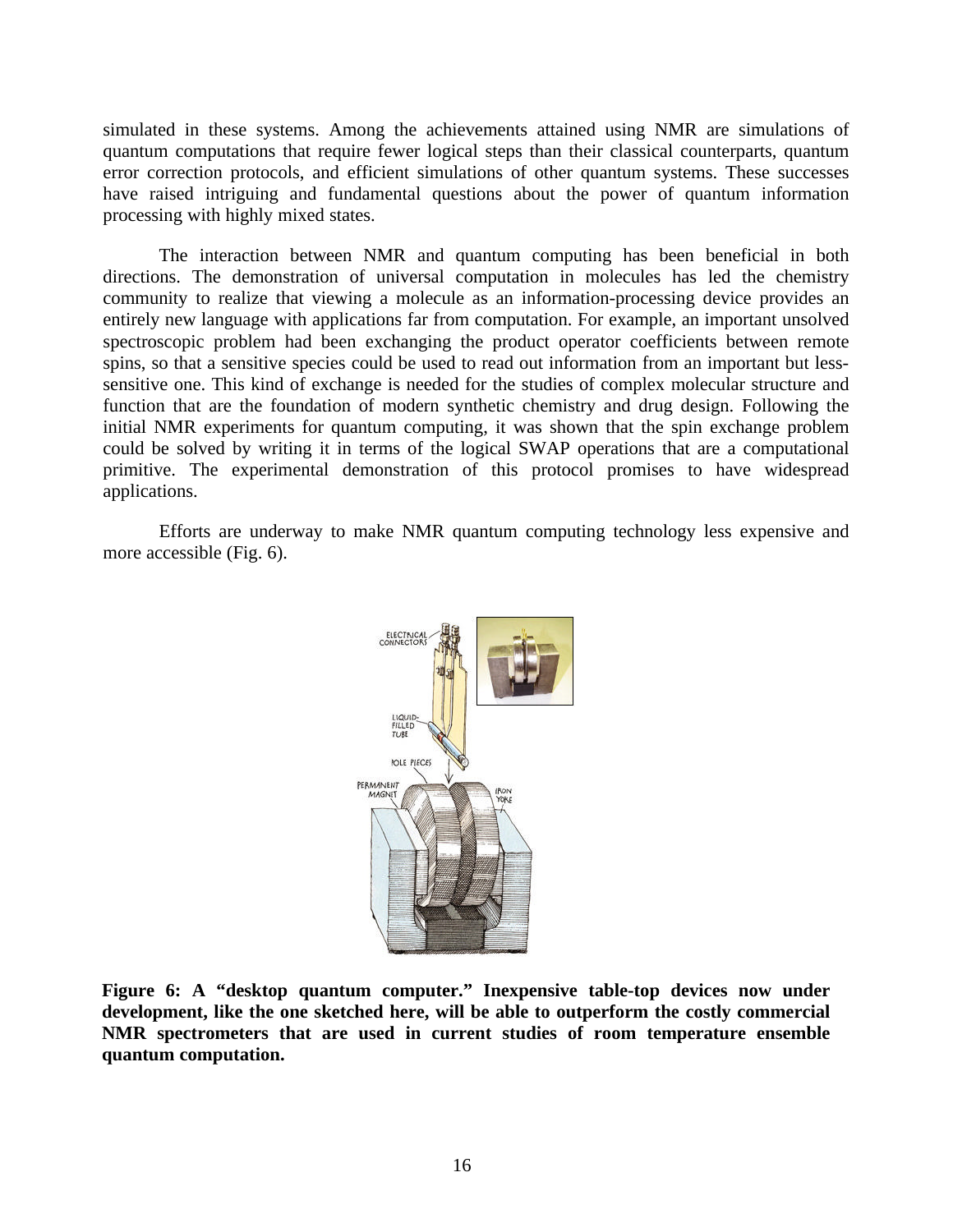simulated in these systems. Among the achievements attained using NMR are simulations of quantum computations that require fewer logical steps than their classical counterparts, quantum error correction protocols, and efficient simulations of other quantum systems. These successes have raised intriguing and fundamental questions about the power of quantum information processing with highly mixed states.

The interaction between NMR and quantum computing has been beneficial in both directions. The demonstration of universal computation in molecules has led the chemistry community to realize that viewing a molecule as an information-processing device provides an entirely new language with applications far from computation. For example, an important unsolved spectroscopic problem had been exchanging the product operator coefficients between remote spins, so that a sensitive species could be used to read out information from an important but less-sensitive one. This kind of exchange is needed for the studies of complex molecular structure and function that are the foundation of modern synthetic chemistry and drug design. Following the initial NMR experiments for quantum computing, it was shown that the spin exchange problem could be solved by writing it in terms of the logical SWAP operations that are a computational primitive. The experimental demonstration of this protocol promises to have widespread applications.

Efforts are underway to make NMR quantum computing technology less expensive and more accessible (Fig. 6).

**Figure 6: A "desktop quantum computer." Inexpensive table-top devices now under development, like the one sketched here, will be able to outperform the costly commercial NMR spectrometers that are used in current studies of room temperature ensemble quantum computation.**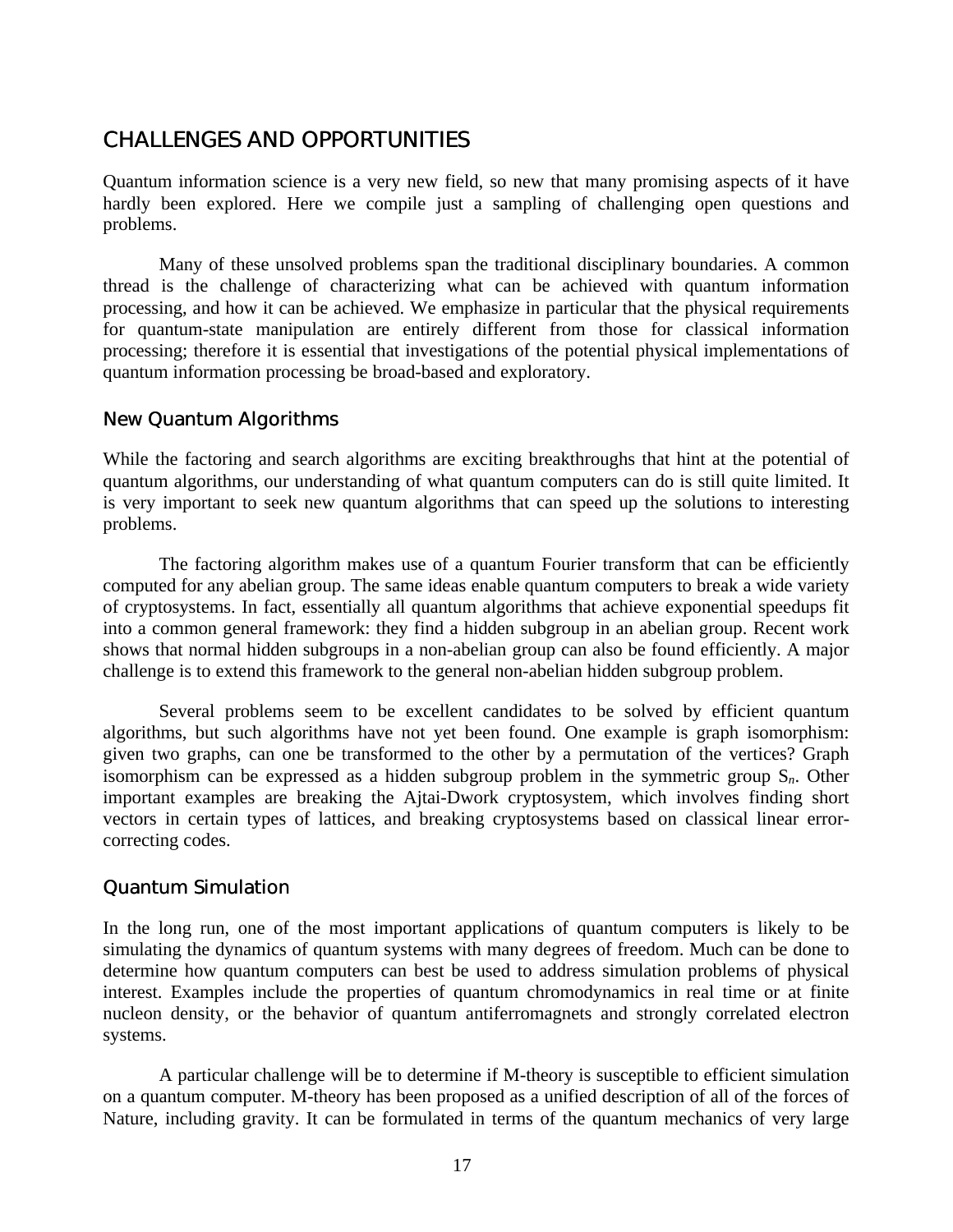## CHALLENGES AND OPPORTUNITIES

Quantum information science is a very new field, so new that many promising aspects of it have hardly been explored. Here we compile just a sampling of challenging open questions and problems.

Many of these unsolved problems span the traditional disciplinary boundaries. A common thread is the challenge of characterizing what can be achieved with quantum information processing, and how it can be achieved. We emphasize in particular that the physical requirements for quantum-state manipulation are entirely different from those for classical information processing; therefore it is essential that investigations of the potential physical implementations of quantum information processing be broad-based and exploratory.

### New Quantum Algorithms

While the factoring and search algorithms are exciting breakthroughs that hint at the potential of quantum algorithms, our understanding of what quantum computers can do is still quite limited. It is very important to seek new quantum algorithms that can speed up the solutions to interesting problems.

The factoring algorithm makes use of a quantum Fourier transform that can be efficiently computed for any abelian group. The same ideas enable quantum computers to break a wide variety of cryptosystems. In fact, essentially all quantum algorithms that achieve exponential speedups fit into a common general framework: they find a hidden subgroup in an abelian group. Recent work shows that normal hidden subgroups in a non-abelian group can also be found efficiently. A major challenge is to extend this framework to the general non-abelian hidden subgroup problem.

Several problems seem to be excellent candidates to be solved by efficient quantum algorithms, but such algorithms have not yet been found. One example is graph isomorphism: given two graphs, can one be transformed to the other by a permutation of the vertices? Graph isomorphism can be expressed as a hidden subgroup problem in the symmetric group $S_n$. Other important examples are breaking the Ajtai-Dwork cryptosystem, which involves finding short vectors in certain types of lattices, and breaking cryptosystems based on classical linear error-correcting codes.

### Quantum Simulation

In the long run, one of the most important applications of quantum computers is likely to be simulating the dynamics of quantum systems with many degrees of freedom. Much can be done to determine how quantum computers can best be used to address simulation problems of physical interest. Examples include the properties of quantum chromodynamics in real time or at finite nucleon density, or the behavior of quantum antiferromagnets and strongly correlated electron systems.

A particular challenge will be to determine if M-theory is susceptible to efficient simulation on a quantum computer. M-theory has been proposed as a unified description of all of the forces of Nature, including gravity. It can be formulated in terms of the quantum mechanics of very large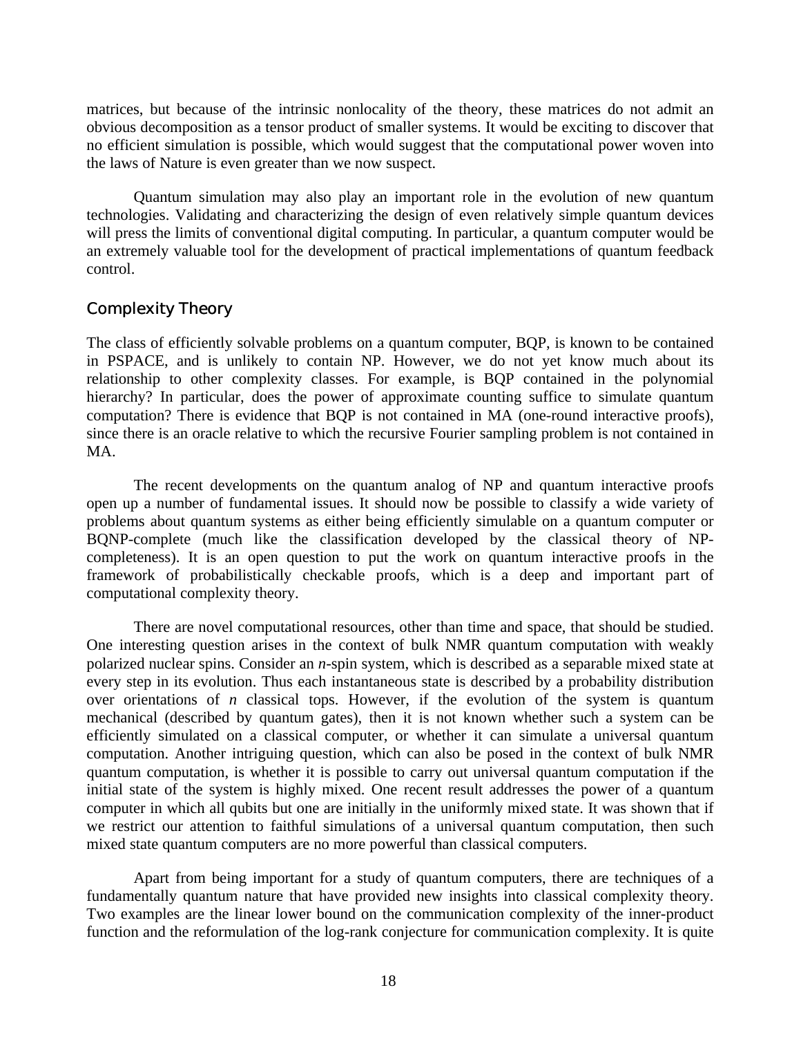matrices, but because of the intrinsic nonlocality of the theory, these matrices do not admit an obvious decomposition as a tensor product of smaller systems. It would be exciting to discover that no efficient simulation is possible, which would suggest that the computational power woven into the laws of Nature is even greater than we now suspect.

Quantum simulation may also play an important role in the evolution of new quantum technologies. Validating and characterizing the design of even relatively simple quantum devices will press the limits of conventional digital computing. In particular, a quantum computer would be an extremely valuable tool for the development of practical implementations of quantum feedback control.

## Complexity Theory

The class of efficiently solvable problems on a quantum computer, BQP, is known to be contained in PSPACE, and is unlikely to contain NP. However, we do not yet know much about its relationship to other complexity classes. For example, is BQP contained in the polynomial hierarchy? In particular, does the power of approximate counting suffice to simulate quantum computation? There is evidence that BQP is not contained in MA (one-round interactive proofs), since there is an oracle relative to which the recursive Fourier sampling problem is not contained in MA.

The recent developments on the quantum analog of NP and quantum interactive proofs open up a number of fundamental issues. It should now be possible to classify a wide variety of problems about quantum systems as either being efficiently simulable on a quantum computer or BQNP-complete (much like the classification developed by the classical theory of NP-completeness). It is an open question to put the work on quantum interactive proofs in the framework of probabilistically checkable proofs, which is a deep and important part of computational complexity theory.

There are novel computational resources, other than time and space, that should be studied. One interesting question arises in the context of bulk NMR quantum computation with weakly polarized nuclear spins. Consider an $n$-spin system, which is described as a separable mixed state at every step in its evolution. Thus each instantaneous state is described by a probability distribution over orientations of $n$ classical tops. However, if the evolution of the system is quantum mechanical (described by quantum gates), then it is not known whether such a system can be efficiently simulated on a classical computer, or whether it can simulate a universal quantum computation. Another intriguing question, which can also be posed in the context of bulk NMR quantum computation, is whether it is possible to carry out universal quantum computation if the initial state of the system is highly mixed. One recent result addresses the power of a quantum computer in which all qubits but one are initially in the uniformly mixed state. It was shown that if we restrict our attention to faithful simulations of a universal quantum computation, then such mixed state quantum computers are no more powerful than classical computers.

Apart from being important for a study of quantum computers, there are techniques of a fundamentally quantum nature that have provided new insights into classical complexity theory. Two examples are the linear lower bound on the communication complexity of the inner-product function and the reformulation of the log-rank conjecture for communication complexity. It is quite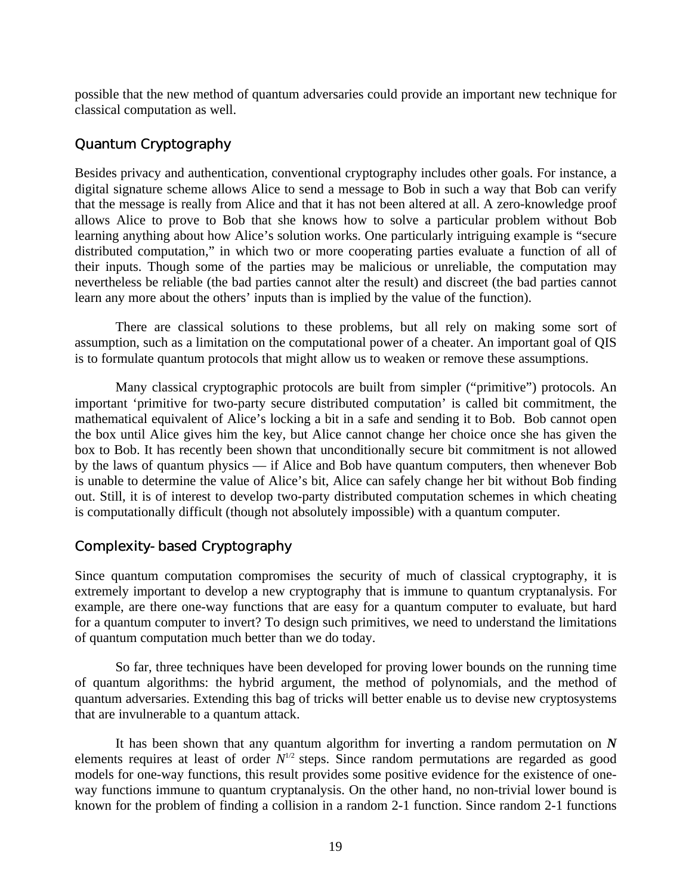possible that the new method of quantum adversaries could provide an important new technique for classical computation as well.

## Quantum Cryptography

Besides privacy and authentication, conventional cryptography includes other goals. For instance, a digital signature scheme allows Alice to send a message to Bob in such a way that Bob can verify that the message is really from Alice and that it has not been altered at all. A zero-knowledge proof allows Alice to prove to Bob that she knows how to solve a particular problem without Bob learning anything about how Alice's solution works. One particularly intriguing example is "secure distributed computation," in which two or more cooperating parties evaluate a function of all of their inputs. Though some of the parties may be malicious or unreliable, the computation may nevertheless be reliable (the bad parties cannot alter the result) and discreet (the bad parties cannot learn any more about the others' inputs than is implied by the value of the function).

There are classical solutions to these problems, but all rely on making some sort of assumption, such as a limitation on the computational power of a cheater. An important goal of QIS is to formulate quantum protocols that might allow us to weaken or remove these assumptions.

Many classical cryptographic protocols are built from simpler ("primitive") protocols. An important 'primitive for two-party secure distributed computation' is called bit commitment, the mathematical equivalent of Alice's locking a bit in a safe and sending it to Bob. Bob cannot open the box until Alice gives him the key, but Alice cannot change her choice once she has given the box to Bob. It has recently been shown that unconditionally secure bit commitment is not allowed by the laws of quantum physics — if Alice and Bob have quantum computers, then whenever Bob is unable to determine the value of Alice's bit, Alice can safely change her bit without Bob finding out. Still, it is of interest to develop two-party distributed computation schemes in which cheating is computationally difficult (though not absolutely impossible) with a quantum computer.

## Complexity-based Cryptography

Since quantum computation compromises the security of much of classical cryptography, it is extremely important to develop a new cryptography that is immune to quantum cryptanalysis. For example, are there one-way functions that are easy for a quantum computer to evaluate, but hard for a quantum computer to invert? To design such primitives, we need to understand the limitations of quantum computation much better than we do today.

So far, three techniques have been developed for proving lower bounds on the running time of quantum algorithms: the hybrid argument, the method of polynomials, and the method of quantum adversaries. Extending this bag of tricks will better enable us to devise new cryptosystems that are invulnerable to a quantum attack.

It has been shown that any quantum algorithm for inverting a random permutation on $N$ elements requires at least of order $N^{1/2}$ steps. Since random permutations are regarded as good models for one-way functions, this result provides some positive evidence for the existence of one-way functions immune to quantum cryptanalysis. On the other hand, no non-trivial lower bound is known for the problem of finding a collision in a random 2-1 function. Since random 2-1 functions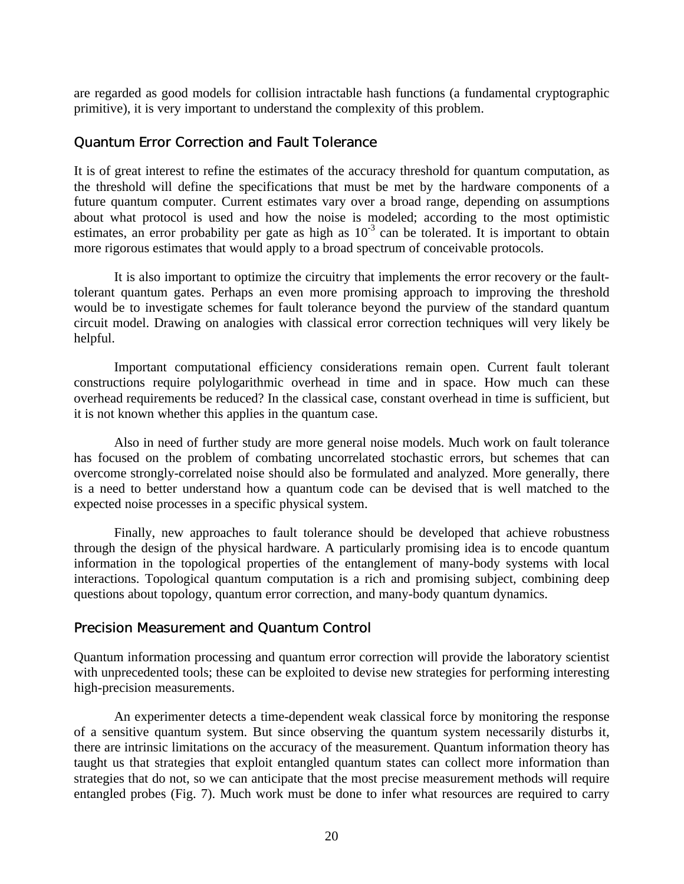are regarded as good models for collision intractable hash functions (a fundamental cryptographic primitive), it is very important to understand the complexity of this problem.

## Quantum Error Correction and Fault Tolerance

It is of great interest to refine the estimates of the accuracy threshold for quantum computation, as the threshold will define the specifications that must be met by the hardware components of a future quantum computer. Current estimates vary over a broad range, depending on assumptions about what protocol is used and how the noise is modeled; according to the most optimistic estimates, an error probability per gate as high as $10^{-3}$ can be tolerated. It is important to obtain more rigorous estimates that would apply to a broad spectrum of conceivable protocols.

It is also important to optimize the circuitry that implements the error recovery or the fault-tolerant quantum gates. Perhaps an even more promising approach to improving the threshold would be to investigate schemes for fault tolerance beyond the purview of the standard quantum circuit model. Drawing on analogies with classical error correction techniques will very likely be helpful.

Important computational efficiency considerations remain open. Current fault tolerant constructions require polylogarithmic overhead in time and in space. How much can these overhead requirements be reduced? In the classical case, constant overhead in time is sufficient, but it is not known whether this applies in the quantum case.

Also in need of further study are more general noise models. Much work on fault tolerance has focused on the problem of combating uncorrelated stochastic errors, but schemes that can overcome strongly-correlated noise should also be formulated and analyzed. More generally, there is a need to better understand how a quantum code can be devised that is well matched to the expected noise processes in a specific physical system.

Finally, new approaches to fault tolerance should be developed that achieve robustness through the design of the physical hardware. A particularly promising idea is to encode quantum information in the topological properties of the entanglement of many-body systems with local interactions. Topological quantum computation is a rich and promising subject, combining deep questions about topology, quantum error correction, and many-body quantum dynamics.

## Precision Measurement and Quantum Control

Quantum information processing and quantum error correction will provide the laboratory scientist with unprecedented tools; these can be exploited to devise new strategies for performing interesting high-precision measurements.

An experimenter detects a time-dependent weak classical force by monitoring the response of a sensitive quantum system. But since observing the quantum system necessarily disturbs it, there are intrinsic limitations on the accuracy of the measurement. Quantum information theory has taught us that strategies that exploit entangled quantum states can collect more information than strategies that do not, so we can anticipate that the most precise measurement methods will require entangled probes (Fig. 7). Much work must be done to infer what resources are required to carry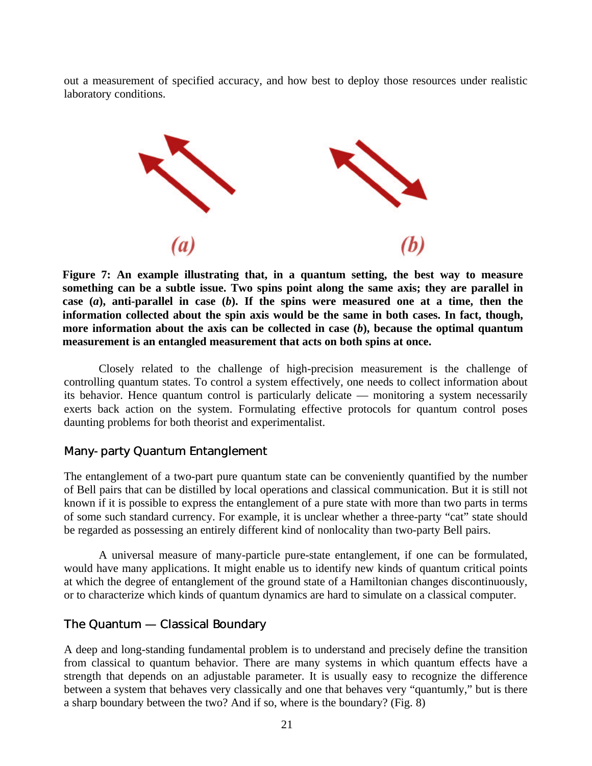out a measurement of specified accuracy, and how best to deploy those resources under realistic laboratory conditions.

(a)

(b)

**Figure 7: An example illustrating that, in a quantum setting, the best way to measure something can be a subtle issue. Two spins point along the same axis; they are parallel in case (*a*), anti-parallel in case (*b*). If the spins were measured one at a time, then the information collected about the spin axis would be the same in both cases. In fact, though, more information about the axis can be collected in case (*b*), because the optimal quantum measurement is an entangled measurement that acts on both spins at once.**

Closely related to the challenge of high-precision measurement is the challenge of controlling quantum states. To control a system effectively, one needs to collect information about its behavior. Hence quantum control is particularly delicate — monitoring a system necessarily exerts back action on the system. Formulating effective protocols for quantum control poses daunting problems for both theorist and experimentalist.

### Many-party Quantum Entanglement

The entanglement of a two-part pure quantum state can be conveniently quantified by the number of Bell pairs that can be distilled by local operations and classical communication. But it is still not known if it is possible to express the entanglement of a pure state with more than two parts in terms of some such standard currency. For example, it is unclear whether a three-party "cat" state should be regarded as possessing an entirely different kind of nonlocality than two-party Bell pairs.

A universal measure of many-particle pure-state entanglement, if one can be formulated, would have many applications. It might enable us to identify new kinds of quantum critical points at which the degree of entanglement of the ground state of a Hamiltonian changes discontinuously, or to characterize which kinds of quantum dynamics are hard to simulate on a classical computer.

### The Quantum — Classical Boundary

A deep and long-standing fundamental problem is to understand and precisely define the transition from classical to quantum behavior. There are many systems in which quantum effects have a strength that depends on an adjustable parameter. It is usually easy to recognize the difference between a system that behaves very classically and one that behaves very "quantumly," but is there a sharp boundary between the two? And if so, where is the boundary? (Fig. 8)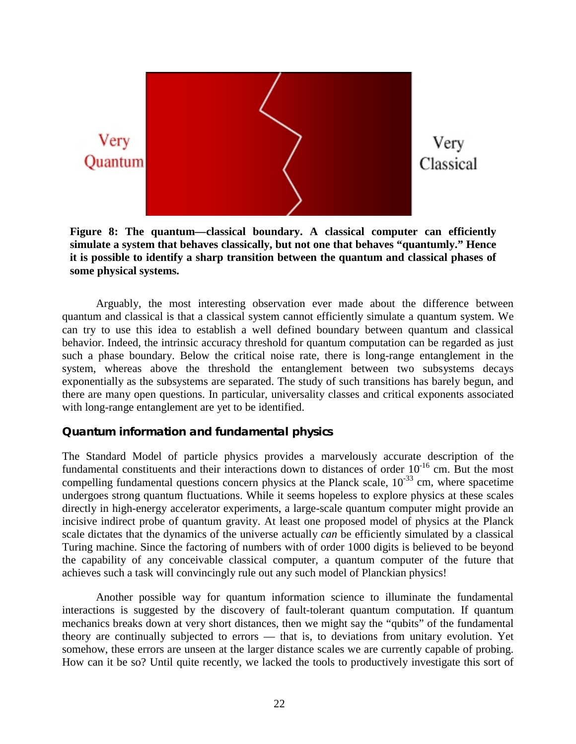Very Quantum

Very Classical

**Figure 8: The quantum—classical boundary. A classical computer can efficiently simulate a system that behaves classically, but not one that behaves "quantumly." Hence it is possible to identify a sharp transition between the quantum and classical phases of some physical systems.**

Arguably, the most interesting observation ever made about the difference between quantum and classical is that a classical system cannot efficiently simulate a quantum system. We can try to use this idea to establish a well defined boundary between quantum and classical behavior. Indeed, the intrinsic accuracy threshold for quantum computation can be regarded as just such a phase boundary. Below the critical noise rate, there is long-range entanglement in the system, whereas above the threshold the entanglement between two subsystems decays exponentially as the subsystems are separated. The study of such transitions has barely begun, and there are many open questions. In particular, universality classes and critical exponents associated with long-range entanglement are yet to be identified.

### Quantum information and fundamental physics

The Standard Model of particle physics provides a marvelously accurate description of the fundamental constituents and their interactions down to distances of order $10^{-16}$ cm. But the most compelling fundamental questions concern physics at the Planck scale, $10^{-33}$ cm, where spacetime undergoes strong quantum fluctuations. While it seems hopeless to explore physics at these scales directly in high-energy accelerator experiments, a large-scale quantum computer might provide an incisive indirect probe of quantum gravity. At least one proposed model of physics at the Planck scale dictates that the dynamics of the universe actually *can* be efficiently simulated by a classical Turing machine. Since the factoring of numbers with of order 1000 digits is believed to be beyond the capability of any conceivable classical computer, a quantum computer of the future that achieves such a task will convincingly rule out any such model of Planckian physics!

Another possible way for quantum information science to illuminate the fundamental interactions is suggested by the discovery of fault-tolerant quantum computation. If quantum mechanics breaks down at very short distances, then we might say the "qubits" of the fundamental theory are continually subjected to errors — that is, to deviations from unitary evolution. Yet somehow, these errors are unseen at the larger distance scales we are currently capable of probing. How can it be so? Until quite recently, we lacked the tools to productively investigate this sort of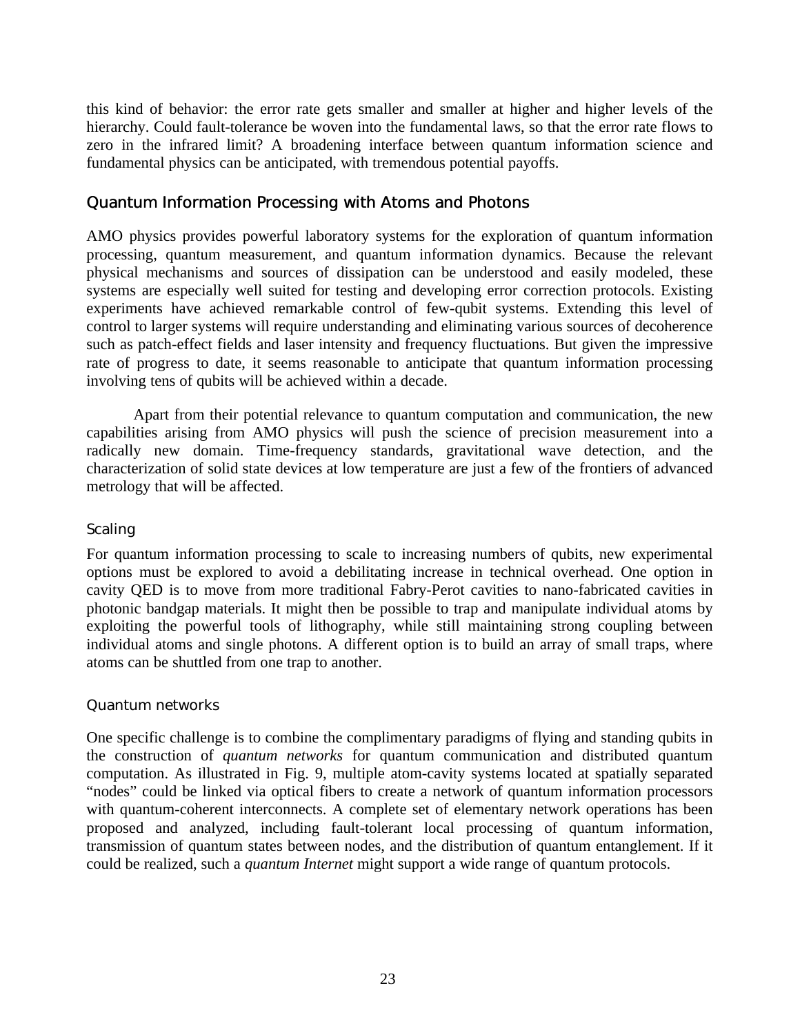this kind of behavior: the error rate gets smaller and smaller at higher and higher levels of the hierarchy. Could fault-tolerance be woven into the fundamental laws, so that the error rate flows to zero in the infrared limit? A broadening interface between quantum information science and fundamental physics can be anticipated, with tremendous potential payoffs.

## Quantum Information Processing with Atoms and Photons

AMO physics provides powerful laboratory systems for the exploration of quantum information processing, quantum measurement, and quantum information dynamics. Because the relevant physical mechanisms and sources of dissipation can be understood and easily modeled, these systems are especially well suited for testing and developing error correction protocols. Existing experiments have achieved remarkable control of few-qubit systems. Extending this level of control to larger systems will require understanding and eliminating various sources of decoherence such as patch-effect fields and laser intensity and frequency fluctuations. But given the impressive rate of progress to date, it seems reasonable to anticipate that quantum information processing involving tens of qubits will be achieved within a decade.

Apart from their potential relevance to quantum computation and communication, the new capabilities arising from AMO physics will push the science of precision measurement into a radically new domain. Time-frequency standards, gravitational wave detection, and the characterization of solid state devices at low temperature are just a few of the frontiers of advanced metrology that will be affected.

### Scaling

For quantum information processing to scale to increasing numbers of qubits, new experimental options must be explored to avoid a debilitating increase in technical overhead. One option in cavity QED is to move from more traditional Fabry-Perot cavities to nano-fabricated cavities in photonic bandgap materials. It might then be possible to trap and manipulate individual atoms by exploiting the powerful tools of lithography, while still maintaining strong coupling between individual atoms and single photons. A different option is to build an array of small traps, where atoms can be shuttled from one trap to another.

### Quantum networks

One specific challenge is to combine the complimentary paradigms of flying and standing qubits in the construction of *quantum networks* for quantum communication and distributed quantum computation. As illustrated in Fig. 9, multiple atom-cavity systems located at spatially separated "nodes" could be linked via optical fibers to create a network of quantum information processors with quantum-coherent interconnects. A complete set of elementary network operations has been proposed and analyzed, including fault-tolerant local processing of quantum information, transmission of quantum states between nodes, and the distribution of quantum entanglement. If it could be realized, such a *quantum Internet* might support a wide range of quantum protocols.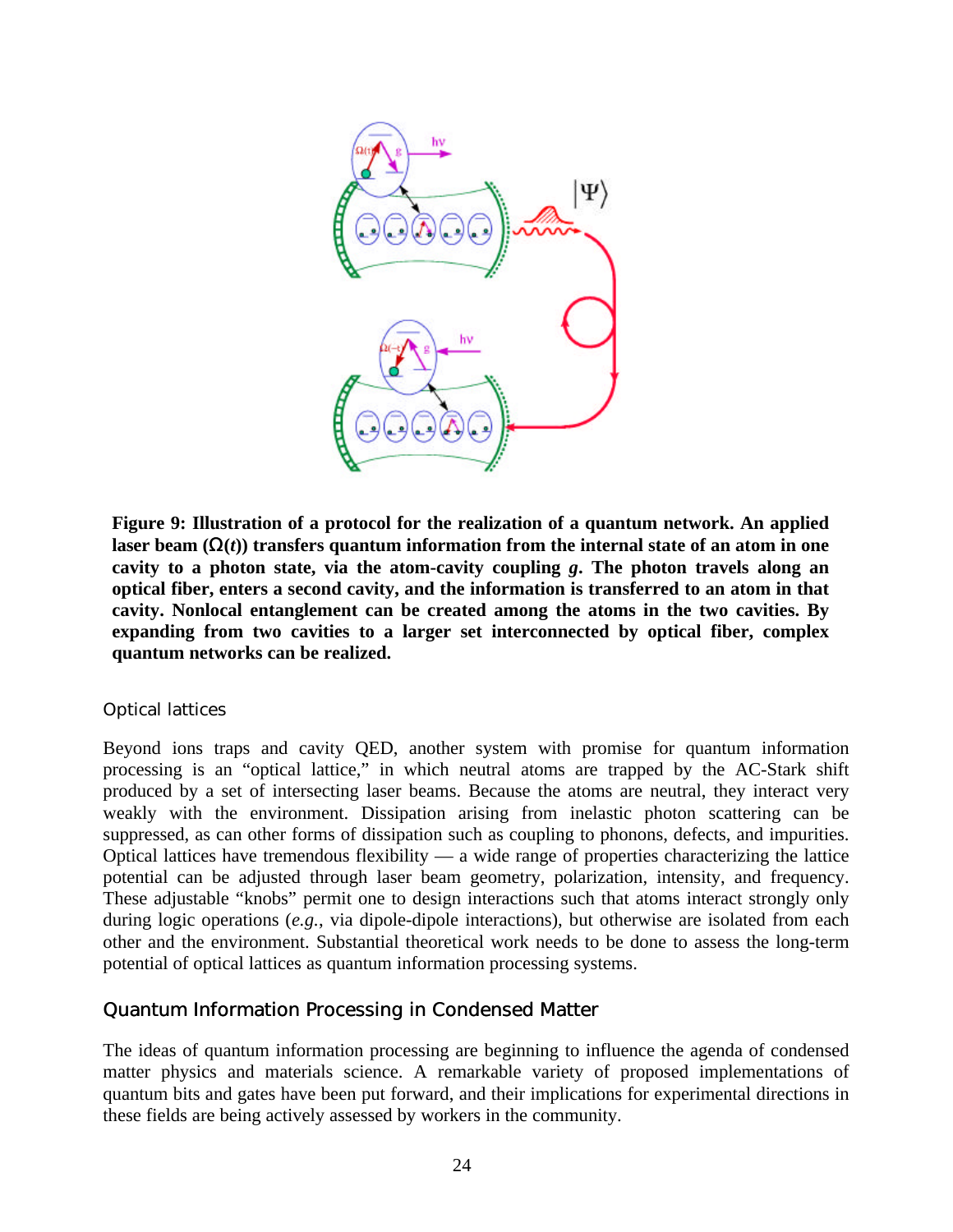**Figure 9: Illustration of a protocol for the realization of a quantum network. An applied laser beam ($\Omega(t)$) transfers quantum information from the internal state of an atom in one cavity to a photon state, via the atom-cavity coupling $g$. The photon travels along an optical fiber, enters a second cavity, and the information is transferred to an atom in that cavity. Nonlocal entanglement can be created among the atoms in the two cavities. By expanding from two cavities to a larger set interconnected by optical fiber, complex quantum networks can be realized.**

### Optical lattices

Beyond ions traps and cavity QED, another system with promise for quantum information processing is an "optical lattice," in which neutral atoms are trapped by the AC-Stark shift produced by a set of intersecting laser beams. Because the atoms are neutral, they interact very weakly with the environment. Dissipation arising from inelastic photon scattering can be suppressed, as can other forms of dissipation such as coupling to phonons, defects, and impurities. Optical lattices have tremendous flexibility — a wide range of properties characterizing the lattice potential can be adjusted through laser beam geometry, polarization, intensity, and frequency. These adjustable "knobs" permit one to design interactions such that atoms interact strongly only during logic operations (*e.g.*, via dipole-dipole interactions), but otherwise are isolated from each other and the environment. Substantial theoretical work needs to be done to assess the long-term potential of optical lattices as quantum information processing systems.

## Quantum Information Processing in Condensed Matter

The ideas of quantum information processing are beginning to influence the agenda of condensed matter physics and materials science. A remarkable variety of proposed implementations of quantum bits and gates have been put forward, and their implications for experimental directions in these fields are being actively assessed by workers in the community.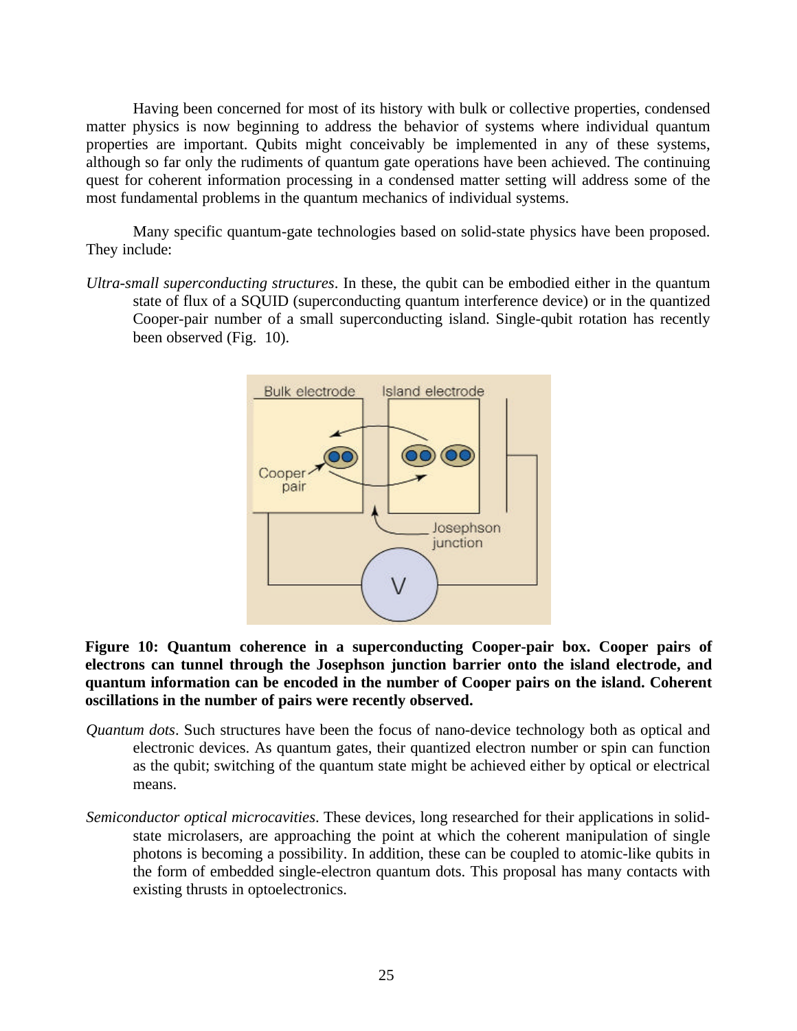Having been concerned for most of its history with bulk or collective properties, condensed matter physics is now beginning to address the behavior of systems where individual quantum properties are important. Qubits might conceivably be implemented in any of these systems, although so far only the rudiments of quantum gate operations have been achieved. The continuing quest for coherent information processing in a condensed matter setting will address some of the most fundamental problems in the quantum mechanics of individual systems.

Many specific quantum-gate technologies based on solid-state physics have been proposed. They include:

*Ultra-small superconducting structures*. In these, the qubit can be embodied either in the quantum state of flux of a SQUID (superconducting quantum interference device) or in the quantized Cooper-pair number of a small superconducting island. Single-qubit rotation has recently been observed (Fig. 10).

**Figure 10: Quantum coherence in a superconducting Cooper-pair box. Cooper pairs of electrons can tunnel through the Josephson junction barrier onto the island electrode, and quantum information can be encoded in the number of Cooper pairs on the island. Coherent oscillations in the number of pairs were recently observed.**

*Quantum dots*. Such structures have been the focus of nano-device technology both as optical and electronic devices. As quantum gates, their quantized electron number or spin can function as the qubit; switching of the quantum state might be achieved either by optical or electrical means.

*Semiconductor optical microcavities*. These devices, long researched for their applications in solid-state microlasers, are approaching the point at which the coherent manipulation of single photons is becoming a possibility. In addition, these can be coupled to atomic-like qubits in the form of embedded single-electron quantum dots. This proposal has many contacts with existing thrusts in optoelectronics.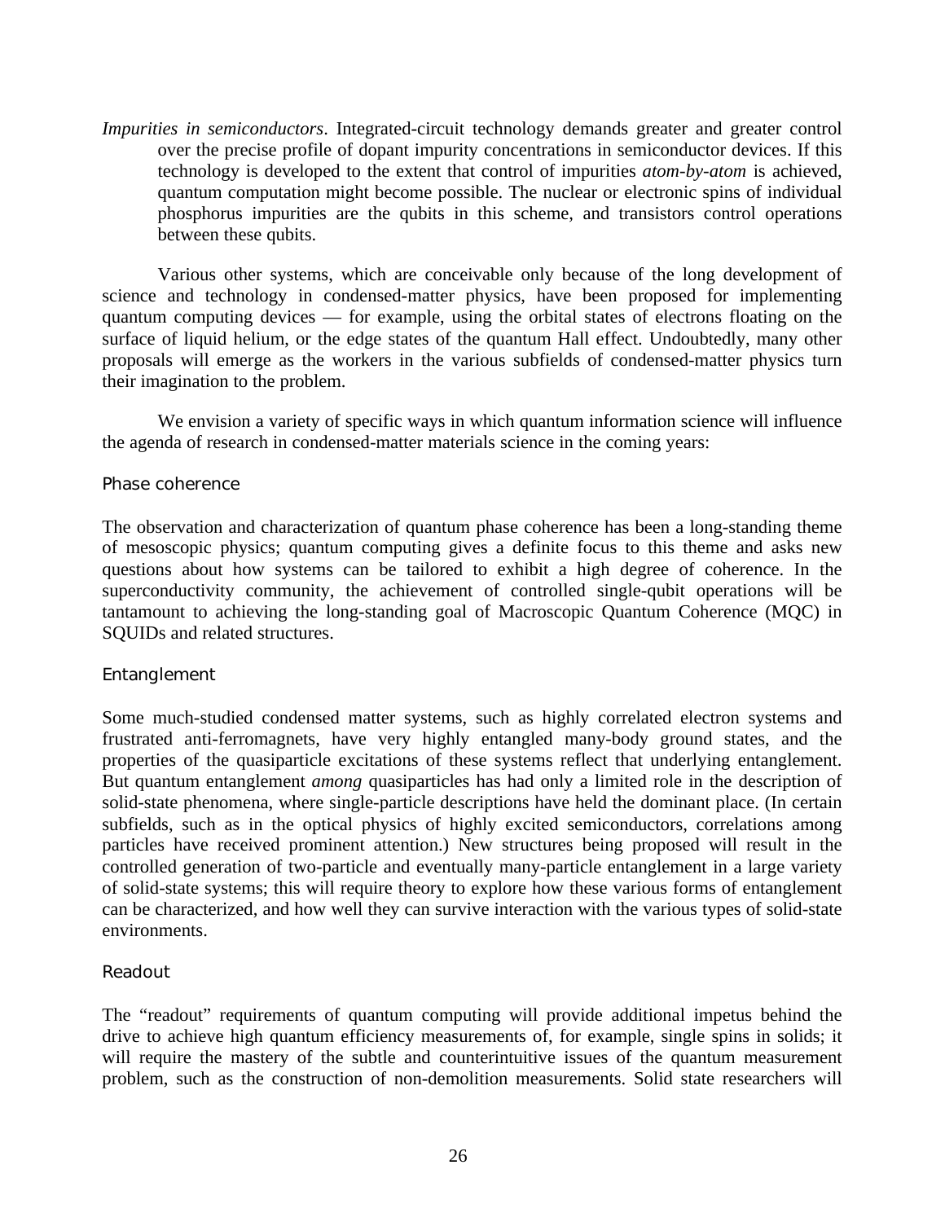*Impurities in semiconductors*. Integrated-circuit technology demands greater and greater control over the precise profile of dopant impurity concentrations in semiconductor devices. If this technology is developed to the extent that control of impurities *atom-by-atom* is achieved, quantum computation might become possible. The nuclear or electronic spins of individual phosphorus impurities are the qubits in this scheme, and transistors control operations between these qubits.

Various other systems, which are conceivable only because of the long development of science and technology in condensed-matter physics, have been proposed for implementing quantum computing devices — for example, using the orbital states of electrons floating on the surface of liquid helium, or the edge states of the quantum Hall effect. Undoubtedly, many other proposals will emerge as the workers in the various subfields of condensed-matter physics turn their imagination to the problem.

We envision a variety of specific ways in which quantum information science will influence the agenda of research in condensed-matter materials science in the coming years:

### Phase coherence

The observation and characterization of quantum phase coherence has been a long-standing theme of mesoscopic physics; quantum computing gives a definite focus to this theme and asks new questions about how systems can be tailored to exhibit a high degree of coherence. In the superconductivity community, the achievement of controlled single-qubit operations will be tantamount to achieving the long-standing goal of Macroscopic Quantum Coherence (MQC) in SQUIDs and related structures.

### Entanglement

Some much-studied condensed matter systems, such as highly correlated electron systems and frustrated anti-ferromagnets, have very highly entangled many-body ground states, and the properties of the quasiparticle excitations of these systems reflect that underlying entanglement. But quantum entanglement *among* quasiparticles has had only a limited role in the description of solid-state phenomena, where single-particle descriptions have held the dominant place. (In certain subfields, such as in the optical physics of highly excited semiconductors, correlations among particles have received prominent attention.) New structures being proposed will result in the controlled generation of two-particle and eventually many-particle entanglement in a large variety of solid-state systems; this will require theory to explore how these various forms of entanglement can be characterized, and how well they can survive interaction with the various types of solid-state environments.

### Readout

The "readout" requirements of quantum computing will provide additional impetus behind the drive to achieve high quantum efficiency measurements of, for example, single spins in solids; it will require the mastery of the subtle and counterintuitive issues of the quantum measurement problem, such as the construction of non-demolition measurements. Solid state researchers will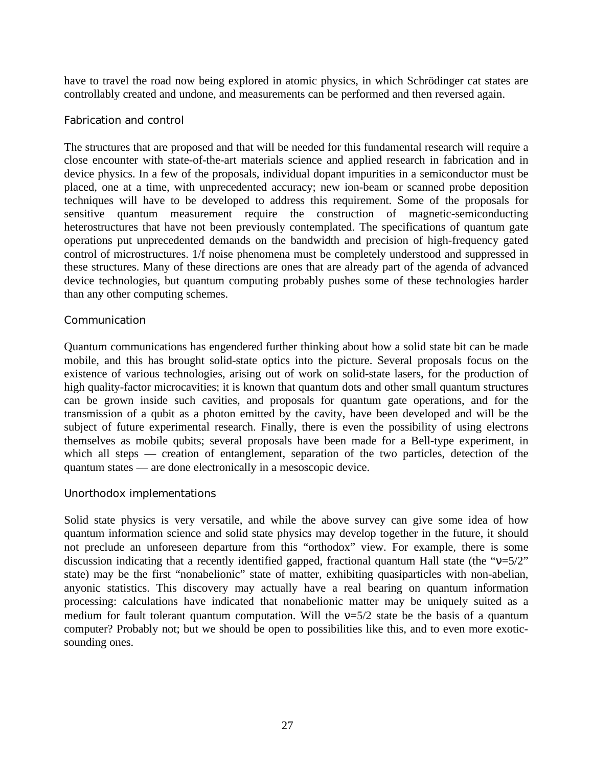have to travel the road now being explored in atomic physics, in which Schrödinger cat states are controllably created and undone, and measurements can be performed and then reversed again.

### Fabrication and control

The structures that are proposed and that will be needed for this fundamental research will require a close encounter with state-of-the-art materials science and applied research in fabrication and in device physics. In a few of the proposals, individual dopant impurities in a semiconductor must be placed, one at a time, with unprecedented accuracy; new ion-beam or scanned probe deposition techniques will have to be developed to address this requirement. Some of the proposals for sensitive quantum measurement require the construction of magnetic-semiconducting heterostructures that have not been previously contemplated. The specifications of quantum gate operations put unprecedented demands on the bandwidth and precision of high-frequency gated control of microstructures. 1/f noise phenomena must be completely understood and suppressed in these structures. Many of these directions are ones that are already part of the agenda of advanced device technologies, but quantum computing probably pushes some of these technologies harder than any other computing schemes.

### Communication

Quantum communications has engendered further thinking about how a solid state bit can be made mobile, and this has brought solid-state optics into the picture. Several proposals focus on the existence of various technologies, arising out of work on solid-state lasers, for the production of high quality-factor microcavities; it is known that quantum dots and other small quantum structures can be grown inside such cavities, and proposals for quantum gate operations, and for the transmission of a qubit as a photon emitted by the cavity, have been developed and will be the subject of future experimental research. Finally, there is even the possibility of using electrons themselves as mobile qubits; several proposals have been made for a Bell-type experiment, in which all steps — creation of entanglement, separation of the two particles, detection of the quantum states — are done electronically in a mesoscopic device.

### Unorthodox implementations

Solid state physics is very versatile, and while the above survey can give some idea of how quantum information science and solid state physics may develop together in the future, it should not preclude an unforeseen departure from this "orthodox" view. For example, there is some discussion indicating that a recently identified gapped, fractional quantum Hall state (the "$\nu=5/2$" state) may be the first "nonabelionic" state of matter, exhibiting quasiparticles with non-abelian, anyonic statistics. This discovery may actually have a real bearing on quantum information processing: calculations have indicated that nonabelionic matter may be uniquely suited as a medium for fault tolerant quantum computation. Will the $\nu=5/2$ state be the basis of a quantum computer? Probably not; but we should be open to possibilities like this, and to even more exotic-sounding ones.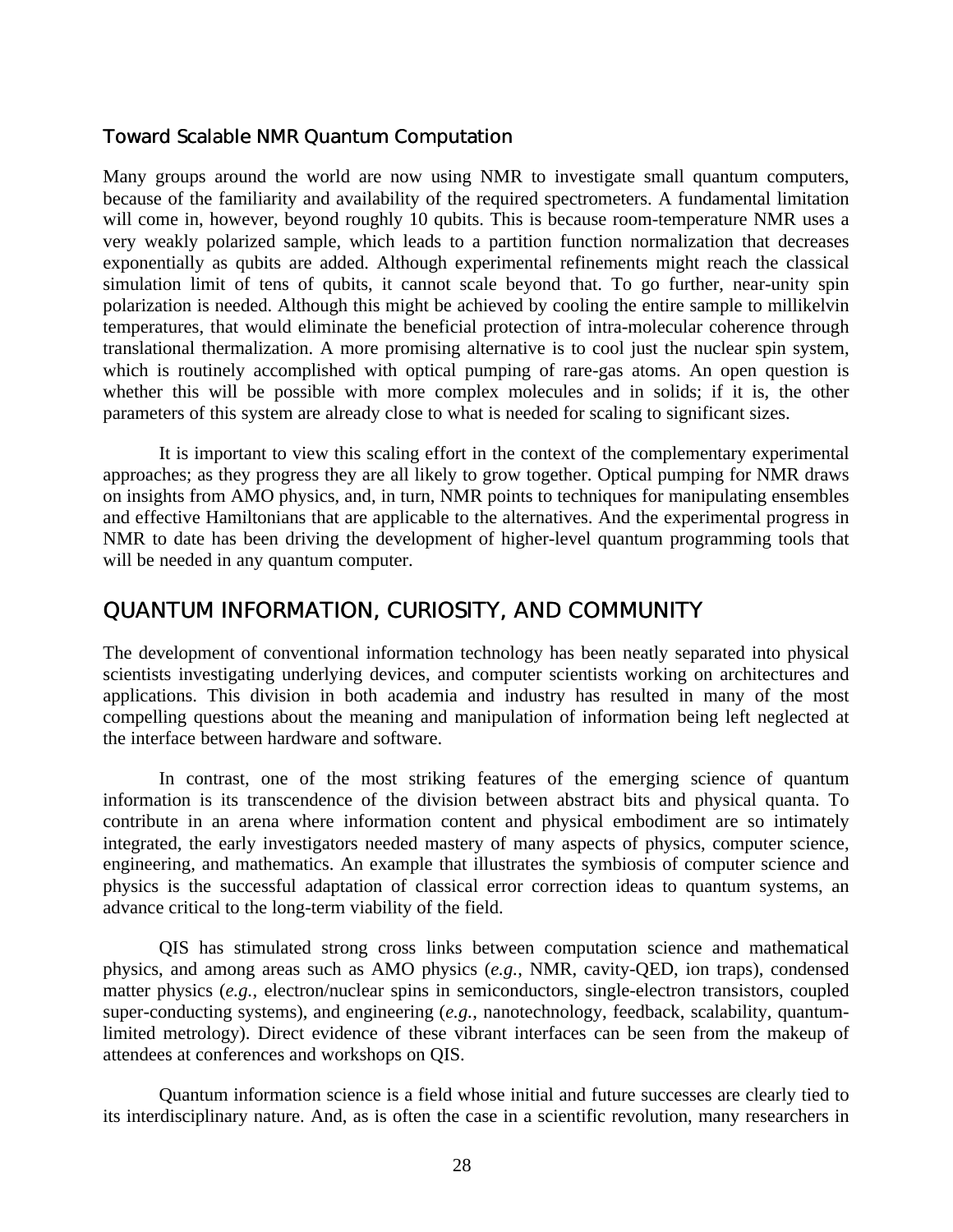### Toward Scalable NMR Quantum Computation

Many groups around the world are now using NMR to investigate small quantum computers, because of the familiarity and availability of the required spectrometers. A fundamental limitation will come in, however, beyond roughly 10 qubits. This is because room-temperature NMR uses a very weakly polarized sample, which leads to a partition function normalization that decreases exponentially as qubits are added. Although experimental refinements might reach the classical simulation limit of tens of qubits, it cannot scale beyond that. To go further, near-unity spin polarization is needed. Although this might be achieved by cooling the entire sample to millikelvin temperatures, that would eliminate the beneficial protection of intra-molecular coherence through translational thermalization. A more promising alternative is to cool just the nuclear spin system, which is routinely accomplished with optical pumping of rare-gas atoms. An open question is whether this will be possible with more complex molecules and in solids; if it is, the other parameters of this system are already close to what is needed for scaling to significant sizes.

It is important to view this scaling effort in the context of the complementary experimental approaches; as they progress they are all likely to grow together. Optical pumping for NMR draws on insights from AMO physics, and, in turn, NMR points to techniques for manipulating ensembles and effective Hamiltonians that are applicable to the alternatives. And the experimental progress in NMR to date has been driving the development of higher-level quantum programming tools that will be needed in any quantum computer.

## QUANTUM INFORMATION, CURIOSITY, AND COMMUNITY

The development of conventional information technology has been neatly separated into physical scientists investigating underlying devices, and computer scientists working on architectures and applications. This division in both academia and industry has resulted in many of the most compelling questions about the meaning and manipulation of information being left neglected at the interface between hardware and software.

In contrast, one of the most striking features of the emerging science of quantum information is its transcendence of the division between abstract bits and physical quanta. To contribute in an arena where information content and physical embodiment are so intimately integrated, the early investigators needed mastery of many aspects of physics, computer science, engineering, and mathematics. An example that illustrates the symbiosis of computer science and physics is the successful adaptation of classical error correction ideas to quantum systems, an advance critical to the long-term viability of the field.

QIS has stimulated strong cross links between computation science and mathematical physics, and among areas such as AMO physics (*e.g.*, NMR, cavity-QED, ion traps), condensed matter physics (*e.g.*, electron/nuclear spins in semiconductors, single-electron transistors, coupled super-conducting systems), and engineering (*e.g.*, nanotechnology, feedback, scalability, quantum-limited metrology). Direct evidence of these vibrant interfaces can be seen from the makeup of attendees at conferences and workshops on QIS.

Quantum information science is a field whose initial and future successes are clearly tied to its interdisciplinary nature. And, as is often the case in a scientific revolution, many researchers in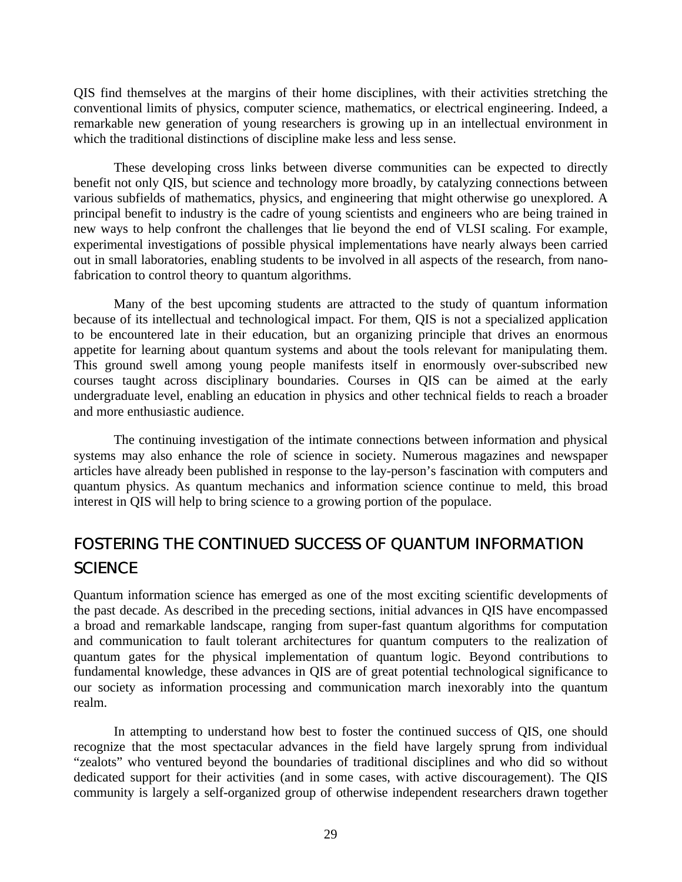QIS find themselves at the margins of their home disciplines, with their activities stretching the conventional limits of physics, computer science, mathematics, or electrical engineering. Indeed, a remarkable new generation of young researchers is growing up in an intellectual environment in which the traditional distinctions of discipline make less and less sense.

These developing cross links between diverse communities can be expected to directly benefit not only QIS, but science and technology more broadly, by catalyzing connections between various subfields of mathematics, physics, and engineering that might otherwise go unexplored. A principal benefit to industry is the cadre of young scientists and engineers who are being trained in new ways to help confront the challenges that lie beyond the end of VLSI scaling. For example, experimental investigations of possible physical implementations have nearly always been carried out in small laboratories, enabling students to be involved in all aspects of the research, from nano-fabrication to control theory to quantum algorithms.

Many of the best upcoming students are attracted to the study of quantum information because of its intellectual and technological impact. For them, QIS is not a specialized application to be encountered late in their education, but an organizing principle that drives an enormous appetite for learning about quantum systems and about the tools relevant for manipulating them. This ground swell among young people manifests itself in enormously over-subscribed new courses taught across disciplinary boundaries. Courses in QIS can be aimed at the early undergraduate level, enabling an education in physics and other technical fields to reach a broader and more enthusiastic audience.

The continuing investigation of the intimate connections between information and physical systems may also enhance the role of science in society. Numerous magazines and newspaper articles have already been published in response to the lay-person's fascination with computers and quantum physics. As quantum mechanics and information science continue to meld, this broad interest in QIS will help to bring science to a growing portion of the populace.

## FOSTERING THE CONTINUED SUCCESS OF QUANTUM INFORMATION SCIENCE

Quantum information science has emerged as one of the most exciting scientific developments of the past decade. As described in the preceding sections, initial advances in QIS have encompassed a broad and remarkable landscape, ranging from super-fast quantum algorithms for computation and communication to fault tolerant architectures for quantum computers to the realization of quantum gates for the physical implementation of quantum logic. Beyond contributions to fundamental knowledge, these advances in QIS are of great potential technological significance to our society as information processing and communication march inexorably into the quantum realm.

In attempting to understand how best to foster the continued success of QIS, one should recognize that the most spectacular advances in the field have largely sprung from individual "zealots" who ventured beyond the boundaries of traditional disciplines and who did so without dedicated support for their activities (and in some cases, with active discouragement). The QIS community is largely a self-organized group of otherwise independent researchers drawn together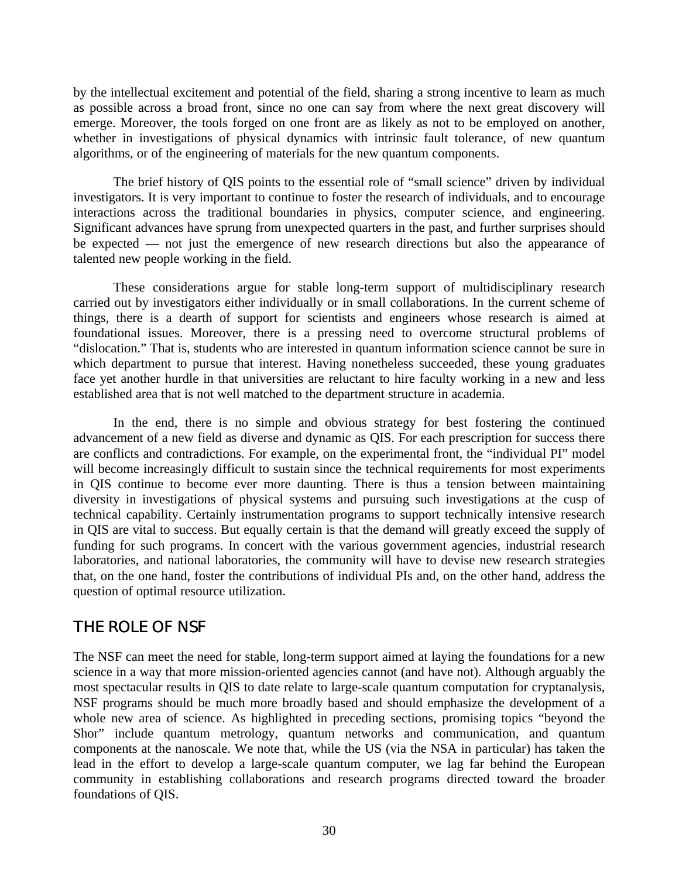by the intellectual excitement and potential of the field, sharing a strong incentive to learn as much as possible across a broad front, since no one can say from where the next great discovery will emerge. Moreover, the tools forged on one front are as likely as not to be employed on another, whether in investigations of physical dynamics with intrinsic fault tolerance, of new quantum algorithms, or of the engineering of materials for the new quantum components.

The brief history of QIS points to the essential role of "small science" driven by individual investigators. It is very important to continue to foster the research of individuals, and to encourage interactions across the traditional boundaries in physics, computer science, and engineering. Significant advances have sprung from unexpected quarters in the past, and further surprises should be expected — not just the emergence of new research directions but also the appearance of talented new people working in the field.

These considerations argue for stable long-term support of multidisciplinary research carried out by investigators either individually or in small collaborations. In the current scheme of things, there is a dearth of support for scientists and engineers whose research is aimed at foundational issues. Moreover, there is a pressing need to overcome structural problems of "dislocation." That is, students who are interested in quantum information science cannot be sure in which department to pursue that interest. Having nonetheless succeeded, these young graduates face yet another hurdle in that universities are reluctant to hire faculty working in a new and less established area that is not well matched to the department structure in academia.

In the end, there is no simple and obvious strategy for best fostering the continued advancement of a new field as diverse and dynamic as QIS. For each prescription for success there are conflicts and contradictions. For example, on the experimental front, the "individual PI" model will become increasingly difficult to sustain since the technical requirements for most experiments in QIS continue to become ever more daunting. There is thus a tension between maintaining diversity in investigations of physical systems and pursuing such investigations at the cusp of technical capability. Certainly instrumentation programs to support technically intensive research in QIS are vital to success. But equally certain is that the demand will greatly exceed the supply of funding for such programs. In concert with the various government agencies, industrial research laboratories, and national laboratories, the community will have to devise new research strategies that, on the one hand, foster the contributions of individual PIs and, on the other hand, address the question of optimal resource utilization.

## THE ROLE OF NSF

The NSF can meet the need for stable, long-term support aimed at laying the foundations for a new science in a way that more mission-oriented agencies cannot (and have not). Although arguably the most spectacular results in QIS to date relate to large-scale quantum computation for cryptanalysis, NSF programs should be much more broadly based and should emphasize the development of a whole new area of science. As highlighted in preceding sections, promising topics "beyond the Shor" include quantum metrology, quantum networks and communication, and quantum components at the nanoscale. We note that, while the US (via the NSA in particular) has taken the lead in the effort to develop a large-scale quantum computer, we lag far behind the European community in establishing collaborations and research programs directed toward the broader foundations of QIS.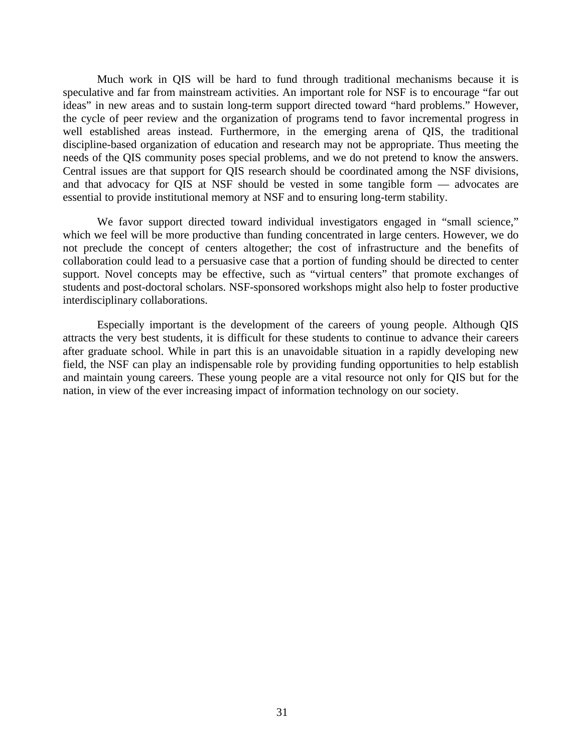Much work in QIS will be hard to fund through traditional mechanisms because it is speculative and far from mainstream activities. An important role for NSF is to encourage "far out ideas" in new areas and to sustain long-term support directed toward "hard problems." However, the cycle of peer review and the organization of programs tend to favor incremental progress in well established areas instead. Furthermore, in the emerging arena of QIS, the traditional discipline-based organization of education and research may not be appropriate. Thus meeting the needs of the QIS community poses special problems, and we do not pretend to know the answers. Central issues are that support for QIS research should be coordinated among the NSF divisions, and that advocacy for QIS at NSF should be vested in some tangible form — advocates are essential to provide institutional memory at NSF and to ensuring long-term stability.

We favor support directed toward individual investigators engaged in "small science," which we feel will be more productive than funding concentrated in large centers. However, we do not preclude the concept of centers altogether; the cost of infrastructure and the benefits of collaboration could lead to a persuasive case that a portion of funding should be directed to center support. Novel concepts may be effective, such as "virtual centers" that promote exchanges of students and post-doctoral scholars. NSF-sponsored workshops might also help to foster productive interdisciplinary collaborations.

Especially important is the development of the careers of young people. Although QIS attracts the very best students, it is difficult for these students to continue to advance their careers after graduate school. While in part this is an unavoidable situation in a rapidly developing new field, the NSF can play an indispensable role by providing funding opportunities to help establish and maintain young careers. These young people are a vital resource not only for QIS but for the nation, in view of the ever increasing impact of information technology on our society.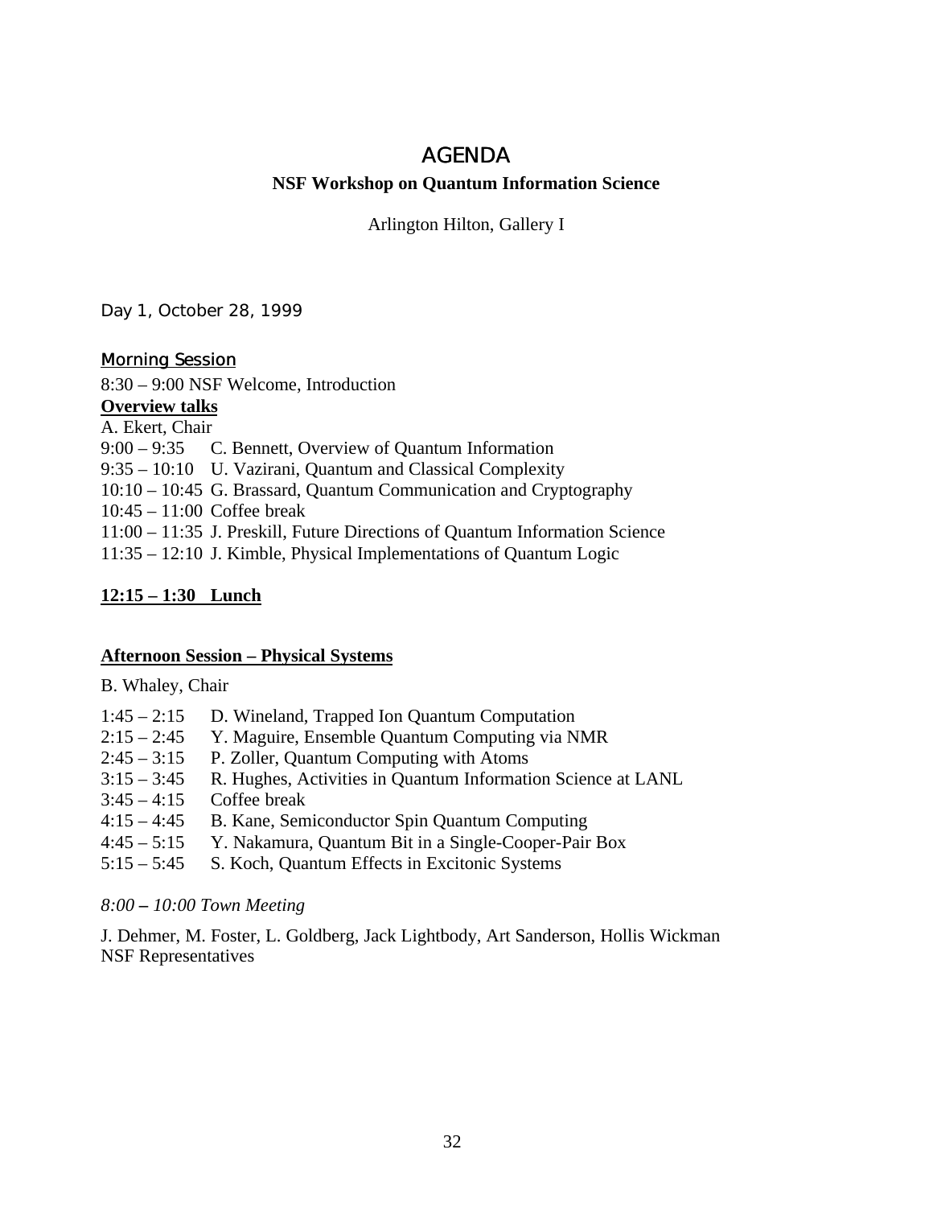# AGENDA

## NSF Workshop on Quantum Information Science

Arlington Hilton, Gallery I

Day 1, October 28, 1999

**Morning Session**

8:30 – 9:00 NSF Welcome, Introduction

**Overview talks**

A. Ekert, Chair

9:00 – 9:35 C. Bennett, Overview of Quantum Information
9:35 – 10:10 U. Vazirani, Quantum and Classical Complexity
10:10 – 10:45 G. Brassard, Quantum Communication and Cryptography
10:45 – 11:00 Coffee break
11:00 – 11:35 J. Preskill, Future Directions of Quantum Information Science
11:35 – 12:10 J. Kimble, Physical Implementations of Quantum Logic

**12:15 – 1:30 Lunch**

**Afternoon Session – Physical Systems**

B. Whaley, Chair

1:45 – 2:15 D. Wineland, Trapped Ion Quantum Computation
2:15 – 2:45 Y. Maguire, Ensemble Quantum Computing via NMR
2:45 – 3:15 P. Zoller, Quantum Computing with Atoms
3:15 – 3:45 R. Hughes, Activities in Quantum Information Science at LANL
3:45 – 4:15 Coffee break
4:15 – 4:45 B. Kane, Semiconductor Spin Quantum Computing
4:45 – 5:15 Y. Nakamura, Quantum Bit in a Single-Cooper-Pair Box
5:15 – 5:45 S. Koch, Quantum Effects in Excitonic Systems

*8:00 – 10:00 Town Meeting*

J. Dehmer, M. Foster, L. Goldberg, Jack Lightbody, Art Sanderson, Hollis Wickman
NSF Representatives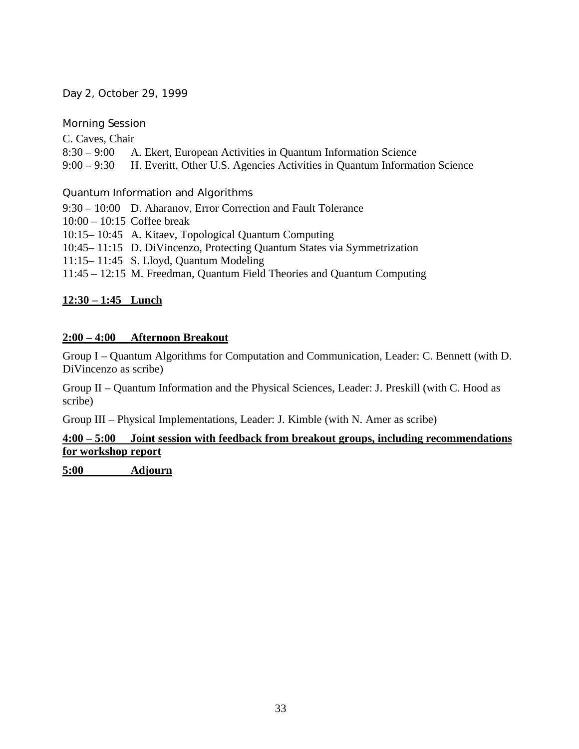## Day 2, October 29, 1999

### Morning Session

C. Caves, Chair

8:30 – 9:00 A. Ekert, European Activities in Quantum Information Science

9:00 – 9:30 H. Everitt, Other U.S. Agencies Activities in Quantum Information Science

### Quantum Information and Algorithms

9:30 – 10:00 D. Aharanov, Error Correction and Fault Tolerance

10:00 – 10:15 Coffee break

10:15– 10:45 A. Kitaev, Topological Quantum Computing

10:45– 11:15 D. DiVincenzo, Protecting Quantum States via Symmetrization

11:15– 11:45 S. Lloyd, Quantum Modeling

11:45 – 12:15 M. Freedman, Quantum Field Theories and Quantum Computing

**12:30 – 1:45 Lunch**

**2:00 – 4:00 Afternoon Breakout**

Group I – Quantum Algorithms for Computation and Communication, Leader: C. Bennett (with D. DiVincenzo as scribe)

Group II – Quantum Information and the Physical Sciences, Leader: J. Preskill (with C. Hood as scribe)

Group III – Physical Implementations, Leader: J. Kimble (with N. Amer as scribe)

**4:00 – 5:00 Joint session with feedback from breakout groups, including recommendations for workshop report**

**5:00 Adjourn**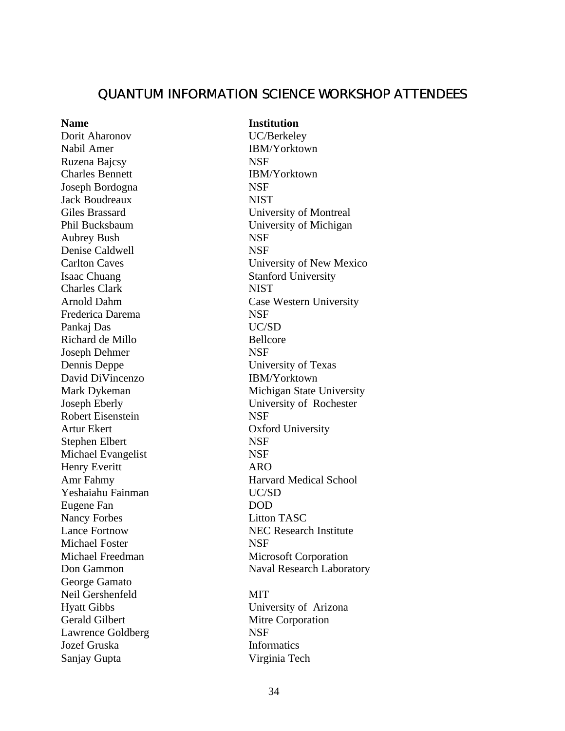# QUANTUM INFORMATION SCIENCE WORKSHOP ATTENDEES

| Name | Institution |
| --- | --- |
| Dorit Aharonov | UC/Berkeley |
| Nabil Amer | IBM/Yorktown |
| Ruzena Bajcsy | NSF |
| Charles Bennett | IBM/Yorktown |
| Joseph Bordogna | NSF |
| Jack Boudreaux | NIST |
| Giles Brassard | University of Montreal |
| Phil Bucksbaum | University of Michigan |
| Aubrey Bush | NSF |
| Denise Caldwell | NSF |
| Carlton Caves | University of New Mexico |
| Isaac Chuang | Stanford University |
| Charles Clark | NIST |
| Arnold Dahm | Case Western University |
| Frederica Darema | NSF |
| Pankaj Das | UC/SD |
| Richard de Millo | Bellcore |
| Joseph Dehmer | NSF |
| Dennis Deppe | University of Texas |
| David DiVincenzo | IBM/Yorktown |
| Mark Dykeman | Michigan State University |
| Joseph Eberly | University of Rochester |
| Robert Eisenstein | NSF |
| Artur Ekert | Oxford University |
| Stephen Elbert | NSF |
| Michael Evangelist | NSF |
| Henry Everitt | ARO |
| Amr Fahmy | Harvard Medical School |
| Yeshaiahu Fainman | UC/SD |
| Eugene Fan | DOD |
| Nancy Forbes | Litton TASC |
| Lance Fortnow | NEC Research Institute |
| Michael Foster | NSF |
| Michael Freedman | Microsoft Corporation |
| Don Gammon | Naval Research Laboratory |
| George Gamato | |
| Neil Gershenfeld | MIT |
| Hyatt Gibbs | University of Arizona |
| Gerald Gilbert | Mitre Corporation |
| Lawrence Goldberg | NSF |
| Jozef Gruska | Informatics |
| Sanjay Gupta | Virginia Tech |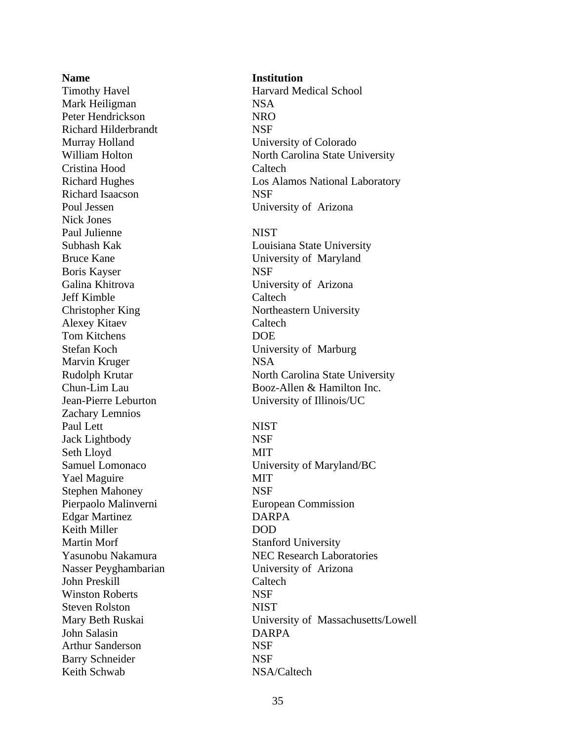| Name | Institution |
| --- | --- |
| Timothy Havel | Harvard Medical School |
| Mark Heiligman | NSA |
| Peter Hendrickson | NRO |
| Richard Hilderbrandt | NSF |
| Murray Holland | University of Colorado |
| William Holton | North Carolina State University |
| Cristina Hood | Caltech |
| Richard Hughes | Los Alamos National Laboratory |
| Richard Isaacson | NSF |
| Poul Jessen | University of Arizona |
| Nick Jones | |
| Paul Julienne | NIST |
| Subhash Kak | Louisiana State University |
| Bruce Kane | University of Maryland |
| Boris Kayser | NSF |
| Galina Khitrova | University of Arizona |
| Jeff Kimble | Caltech |
| Christopher King | Northeastern University |
| Alexey Kitaev | Caltech |
| Tom Kitchens | DOE |
| Stefan Koch | University of Marburg |
| Marvin Kruger | NSA |
| Rudolph Krutar | North Carolina State University |
| Chun-Lim Lau | Booz-Allen & Hamilton Inc. |
| Jean-Pierre Leburton | University of Illinois/UC |
| Zachary Lemnios | |
| Paul Lett | NIST |
| Jack Lightbody | NSF |
| Seth Lloyd | MIT |
| Samuel Lomonaco | University of Maryland/BC |
| Yael Maguire | MIT |
| Stephen Mahoney | NSF |
| Pierpaolo Malinverni | European Commission |
| Edgar Martinez | DARPA |
| Keith Miller | DOD |
| Martin Morf | Stanford University |
| Yasunobu Nakamura | NEC Research Laboratories |
| Nasser Peyghambarian | University of Arizona |
| John Preskill | Caltech |
| Winston Roberts | NSF |
| Steven Rolston | NIST |
| Mary Beth Ruskai | University of Massachusetts/Lowell |
| John Salasin | DARPA |
| Arthur Sanderson | NSF |
| Barry Schneider | NSF |
| Keith Schwab | NSA/Caltech |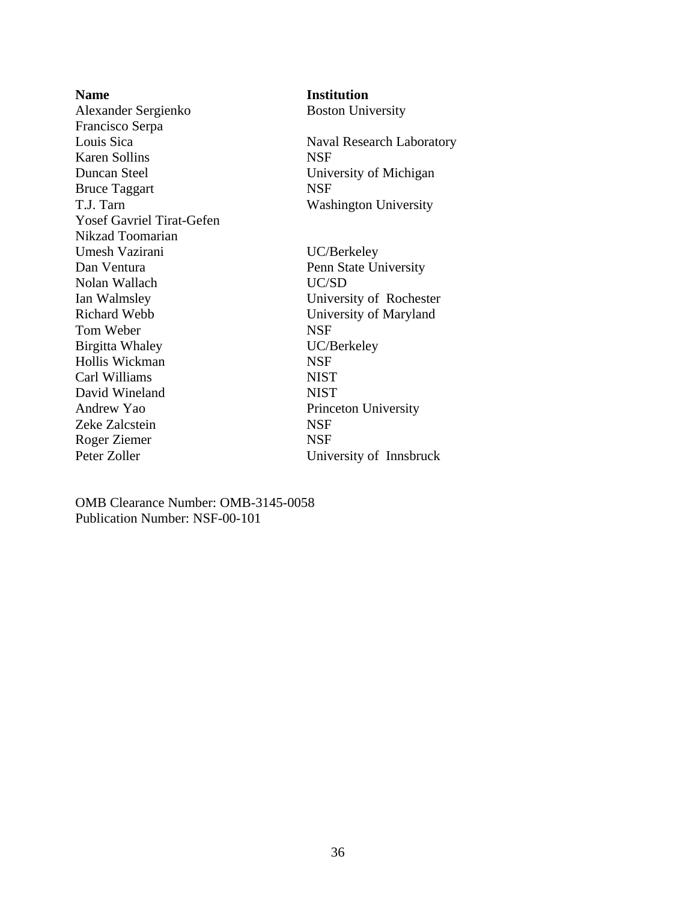| Name | Institution |
|---|---|
| Alexander Sergienko | Boston University |
| Francisco Serpa | |
| Louis Sica | Naval Research Laboratory |
| Karen Sollins | NSF |
| Duncan Steel | University of Michigan |
| Bruce Taggart | NSF |
| T.J. Tarn | Washington University |
| Yosef Gavriel Tirat-Gefen | |
| Nikzad Toomarian | |
| Umesh Vazirani | UC/Berkeley |
| Dan Ventura | Penn State University |
| Nolan Wallach | UC/SD |
| Ian Walmsley | University of Rochester |
| Richard Webb | University of Maryland |
| Tom Weber | NSF |
| Birgitta Whaley | UC/Berkeley |
| Hollis Wickman | NSF |
| Carl Williams | NIST |
| David Wineland | NIST |
| Andrew Yao | Princeton University |
| Zeke Zalcstein | NSF |
| Roger Ziemer | NSF |
| Peter Zoller | University of Innsbruck |

OMB Clearance Number: OMB-3145-0058
Publication Number: NSF-00-101